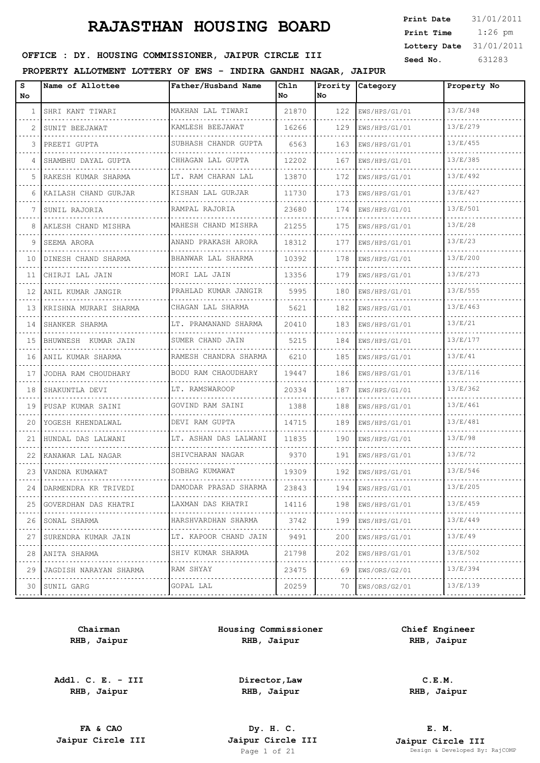# RAJASTHAN HOUSING BOARD

**Print Date** 31/01/2011
**Print Time** 1:26 pm
**Lottery Date** 31/01/2011
**Seed No.** 631283

**OFFICE : DY. HOUSING COMMISSIONER, JAIPUR CIRCLE III**

**PROPERTY ALLOTMENT LOTTERY OF EWS - INDIRA GANDHI NAGAR, JAIPUR**

| S No | Name of Allottee | Father/Husband Name | Chln No | Prority No | Category | Property No |
|---|---|---|---|---|---|---|
| 1 | SHRI KANT TIWARI | MAKHAN LAL TIWARI | 21870 | 122 | EWS/HPS/G1/01 | 13/E/348 |
| 2 | SUNIT BEEJAWAT | KAMLESH BEEJAWAT | 16266 | 129 | EWS/HPS/G1/01 | 13/E/279 |
| 3 | PREETI GUPTA | SUBHASH CHANDR GUPTA | 6563 | 163 | EWS/HPS/G1/01 | 13/E/455 |
| 4 | SHAMBHU DAYAL GUPTA | CHHAGAN LAL GUPTA | 12202 | 167 | EWS/HPS/G1/01 | 13/E/385 |
| 5 | RAKESH KUMAR SHARMA | LT. RAM CHARAN LAL | 13870 | 172 | EWS/HPS/G1/01 | 13/E/492 |
| 6 | KAILASH CHAND GURJAR | KISHAN LAL GURJAR | 11730 | 173 | EWS/HPS/G1/01 | 13/E/427 |
| 7 | SUNIL RAJORIA | RAMPAL RAJORIA | 23680 | 174 | EWS/HPS/G1/01 | 13/E/501 |
| 8 | AKLESH CHAND MISHRA | MAHESH CHAND MISHRA | 21255 | 175 | EWS/HPS/G1/01 | 13/E/28 |
| 9 | SEEMA ARORA | ANAND PRAKASH ARORA | 18312 | 177 | EWS/HPS/G1/01 | 13/E/23 |
| 10 | DINESH CHAND SHARMA | BHANWAR LAL SHARMA | 10392 | 178 | EWS/HPS/G1/01 | 13/E/200 |
| 11 | CHIRJI LAL JAIN | MORI LAL JAIN | 13356 | 179 | EWS/HPS/G1/01 | 13/E/273 |
| 12 | ANIL KUMAR JANGIR | PRAHLAD KUMAR JANGIR | 5995 | 180 | EWS/HPS/G1/01 | 13/E/555 |
| 13 | KRISHNA MURARI SHARMA | CHAGAN LAL SHARMA | 5621 | 182 | EWS/HPS/G1/01 | 13/E/463 |
| 14 | SHANKER SHARMA | LT. PRAMANAND SHARMA | 20410 | 183 | EWS/HPS/G1/01 | 13/E/21 |
| 15 | BHUWNESH KUMAR JAIN | SUMER CHAND JAIN | 5215 | 184 | EWS/HPS/G1/01 | 13/E/177 |
| 16 | ANIL KUMAR SHARMA | RAMESH CHANDRA SHARMA | 6210 | 185 | EWS/HPS/G1/01 | 13/E/41 |
| 17 | JODHA RAM CHOUDHARY | BODU RAM CHAOUDHARY | 19447 | 186 | EWS/HPS/G1/01 | 13/E/116 |
| 18 | SHAKUNTLA DEVI | LT. RAMSWAROOP | 20334 | 187 | EWS/HPS/G1/01 | 13/E/362 |
| 19 | PUSAP KUMAR SAINI | GOVIND RAM SAINI | 1388 | 188 | EWS/HPS/G1/01 | 13/E/461 |
| 20 | YOGESH KHENDALWAL | DEVI RAM GUPTA | 14715 | 189 | EWS/HPS/G1/01 | 13/E/481 |
| 21 | HUNDAL DAS LALWANI | LT. ASHAN DAS LALWANI | 11835 | 190 | EWS/HPS/G1/01 | 13/E/98 |
| 22 | KANAWAR LAL NAGAR | SHIVCHARAN NAGAR | 9370 | 191 | EWS/HPS/G1/01 | 13/E/72 |
| 23 | VANDNA KUMAWAT | SOBHAG KUMAWAT | 19309 | 192 | EWS/HPS/G1/01 | 13/E/546 |
| 24 | DARMENDRA KR TRIVEDI | DAMODAR PRASAD SHARMA | 23843 | 194 | EWS/HPS/G1/01 | 13/E/205 |
| 25 | GOVERDHAN DAS KHATRI | LAXMAN DAS KHATRI | 14116 | 198 | EWS/HPS/G1/01 | 13/E/459 |
| 26 | SONAL SHARMA | HARSHVARDHAN SHARMA | 3742 | 199 | EWS/HPS/G1/01 | 13/E/449 |
| 27 | SURENDRA KUMAR JAIN | LT. KAPOOR CHAND JAIN | 9491 | 200 | EWS/HPS/G1/01 | 13/E/49 |
| 28 | ANITA SHARMA | SHIV KUMAR SHARMA | 21798 | 202 | EWS/HPS/G1/01 | 13/E/502 |
| 29 | JAGDISH NARAYAN SHARMA | RAM SHYAY | 23475 | 69 | EWS/ORS/G2/01 | 13/E/394 |
| 30 | SUNIL GARG | GOPAL LAL | 20259 | 70 | EWS/ORS/G2/01 | 13/E/139 |

**Chairman**
**RHB, Jaipur**

**Housing Commissioner**
**RHB, Jaipur**

**Chief Engineer**
**RHB, Jaipur**

**Addl. C. E. - III**
**RHB, Jaipur**

**Director,Law**
**RHB, Jaipur**

**C.E.M.**
**RHB, Jaipur**

**FA & CAO**
**Jaipur Circle III**

**Dy. H. C.**
**Jaipur Circle III**

**E. M.**
**Jaipur Circle III**

Design & Developed By: RajCOMP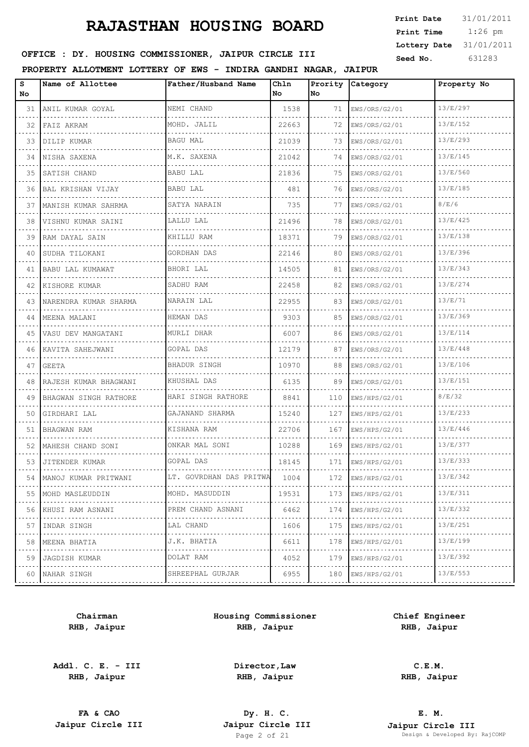# RAJASTHAN HOUSING BOARD

**Print Date** 31/01/2011
**Print Time** 1:26 pm
**Lottery Date** 31/01/2011
**Seed No.** 631283

**OFFICE : DY. HOUSING COMMISSIONER, JAIPUR CIRCLE III**

**PROPERTY ALLOTMENT LOTTERY OF EWS - INDIRA GANDHI NAGAR, JAIPUR**

| S No | Name of Allottee | Father/Husband Name | Chln No | Prority No | Category | Property No |
|---|---|---|---|---|---|---|
| 31 | ANIL KUMAR GOYAL | NEMI CHAND | 1538 | 71 | EWS/ORS/G2/01 | 13/E/297 |
| 32 | FAIZ AKRAM | MOHD. JALIL | 22663 | 72 | EWS/ORS/G2/01 | 13/E/152 |
| 33 | DILIP KUMAR | BAGU MAL | 21039 | 73 | EWS/ORS/G2/01 | 13/E/293 |
| 34 | NISHA SAXENA | M.K. SAXENA | 21042 | 74 | EWS/ORS/G2/01 | 13/E/145 |
| 35 | SATISH CHAND | BABU LAL | 21836 | 75 | EWS/ORS/G2/01 | 13/E/560 |
| 36 | BAL KRISHAN VIJAY | BABU LAL | 481 | 76 | EWS/ORS/G2/01 | 13/E/185 |
| 37 | MANISH KUMAR SAHRMA | SATYA NARAIN | 735 | 77 | EWS/ORS/G2/01 | 8/E/6 |
| 38 | VISHNU KUMAR SAINI | LALLU LAL | 21496 | 78 | EWS/ORS/G2/01 | 13/E/425 |
| 39 | RAM DAYAL SAIN | KHILLU RAM | 18371 | 79 | EWS/ORS/G2/01 | 13/E/138 |
| 40 | SUDHA TILOKANI | GORDHAN DAS | 22146 | 80 | EWS/ORS/G2/01 | 13/E/396 |
| 41 | BABU LAL KUMAWAT | BHORI LAL | 14505 | 81 | EWS/ORS/G2/01 | 13/E/343 |
| 42 | KISHORE KUMAR | SADHU RAM | 22458 | 82 | EWS/ORS/G2/01 | 13/E/274 |
| 43 | NARENDRA KUMAR SHARMA | NARAIN LAL | 22955 | 83 | EWS/ORS/G2/01 | 13/E/71 |
| 44 | MEENA MALANI | HEMAN DAS | 9303 | 85 | EWS/ORS/G2/01 | 13/E/369 |
| 45 | VASU DEV MANGATANI | MURLI DHAR | 6007 | 86 | EWS/ORS/G2/01 | 13/E/114 |
| 46 | KAVITA SAHEJWANI | GOPAL DAS | 12179 | 87 | EWS/ORS/G2/01 | 13/E/448 |
| 47 | GEETA | BHADUR SINGH | 10970 | 88 | EWS/ORS/G2/01 | 13/E/106 |
| 48 | RAJESH KUMAR BHAGWANI | KHUSHAL DAS | 6135 | 89 | EWS/ORS/G2/01 | 13/E/151 |
| 49 | BHAGWAN SINGH RATHORE | HARI SINGH RATHORE | 8841 | 110 | EWS/HPS/G2/01 | 8/E/32 |
| 50 | GIRDHARI LAL | GAJANAND SHARMA | 15240 | 127 | EWS/HPS/G2/01 | 13/E/233 |
| 51 | BHAGWAN RAM | KISHANA RAM | 22706 | 167 | EWS/HPS/G2/01 | 13/E/446 |
| 52 | MAHESH CHAND SONI | ONKAR MAL SONI | 10288 | 169 | EWS/HPS/G2/01 | 13/E/377 |
| 53 | JITENDER KUMAR | GOPAL DAS | 18145 | 171 | EWS/HPS/G2/01 | 13/E/333 |
| 54 | MANOJ KUMAR PRITWANI | LT. GOVRDHAN DAS PRITWA | 1004 | 172 | EWS/HPS/G2/01 | 13/E/342 |
| 55 | MOHD MASLEUDDIN | MOHD. MASUDDIN | 19531 | 173 | EWS/HPS/G2/01 | 13/E/311 |
| 56 | KHUSI RAM ASNANI | PREM CHAND ASNANI | 6462 | 174 | EWS/HPS/G2/01 | 13/E/332 |
| 57 | INDAR SINGH | LAL CHAND | 1606 | 175 | EWS/HPS/G2/01 | 13/E/251 |
| 58 | MEENA BHATIA | J.K. BHATIA | 6611 | 178 | EWS/HPS/G2/01 | 13/E/199 |
| 59 | JAGDISH KUMAR | DOLAT RAM | 4052 | 179 | EWS/HPS/G2/01 | 13/E/392 |
| 60 | NAHAR SINGH | SHREEPHAL GURJAR | 6955 | 180 | EWS/HPS/G2/01 | 13/E/553 |

| | | |
|---|---|---|
| **Chairman RHB, Jaipur** | **Housing Commissioner RHB, Jaipur** | **Chief Engineer RHB, Jaipur** |
| **Addl. C. E. - III RHB, Jaipur** | **Director,Law RHB, Jaipur** | **C.E.M. RHB, Jaipur** |
| **FA & CAO Jaipur Circle III** | **Dy. H. C. Jaipur Circle III** | **E. M. Jaipur Circle III** |

Design & Developed By: RajCOMP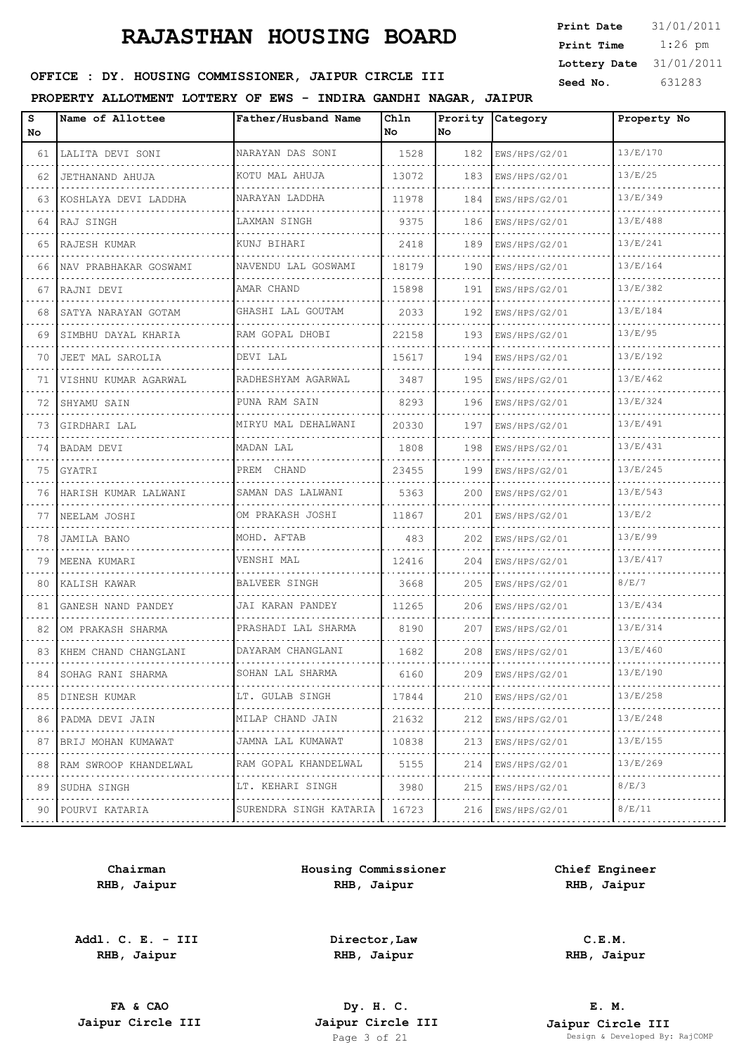# RAJASTHAN HOUSING BOARD

**Print Date** 31/01/2011
**Print Time** 1:26 pm
**Lottery Date** 31/01/2011
**Seed No.** 631283

**OFFICE : DY. HOUSING COMMISSIONER, JAIPUR CIRCLE III**

**PROPERTY ALLOTMENT LOTTERY OF EWS - INDIRA GANDHI NAGAR, JAIPUR**

| S No | Name of Allottee | Father/Husband Name | Chln No | Prority No | Category | Property No |
|---|---|---|---|---|---|---|
| 61 | LALITA DEVI SONI | NARAYAN DAS SONI | 1528 | 182 | EWS/HPS/G2/01 | 13/E/170 |
| 62 | JETHANAND AHUJA | KOTU MAL AHUJA | 13072 | 183 | EWS/HPS/G2/01 | 13/E/25 |
| 63 | KOSHLAYA DEVI LADDHA | NARAYAN LADDHA | 11978 | 184 | EWS/HPS/G2/01 | 13/E/349 |
| 64 | RAJ SINGH | LAXMAN SINGH | 9375 | 186 | EWS/HPS/G2/01 | 13/E/488 |
| 65 | RAJESH KUMAR | KUNJ BIHARI | 2418 | 189 | EWS/HPS/G2/01 | 13/E/241 |
| 66 | NAV PRABHAKAR GOSWAMI | NAVENDU LAL GOSWAMI | 18179 | 190 | EWS/HPS/G2/01 | 13/E/164 |
| 67 | RAJNI DEVI | AMAR CHAND | 15898 | 191 | EWS/HPS/G2/01 | 13/E/382 |
| 68 | SATYA NARAYAN GOTAM | GHASHI LAL GOUTAM | 2033 | 192 | EWS/HPS/G2/01 | 13/E/184 |
| 69 | SIMBHU DAYAL KHARIA | RAM GOPAL DHOBI | 22158 | 193 | EWS/HPS/G2/01 | 13/E/95 |
| 70 | JEET MAL SAROLIA | DEVI LAL | 15617 | 194 | EWS/HPS/G2/01 | 13/E/192 |
| 71 | VISHNU KUMAR AGARWAL | RADHESHYAM AGARWAL | 3487 | 195 | EWS/HPS/G2/01 | 13/E/462 |
| 72 | SHYAMU SAIN | PUNA RAM SAIN | 8293 | 196 | EWS/HPS/G2/01 | 13/E/324 |
| 73 | GIRDHARI LAL | MIRYU MAL DEHALWANI | 20330 | 197 | EWS/HPS/G2/01 | 13/E/491 |
| 74 | BADAM DEVI | MADAN LAL | 1808 | 198 | EWS/HPS/G2/01 | 13/E/431 |
| 75 | GYATRI | PREM CHAND | 23455 | 199 | EWS/HPS/G2/01 | 13/E/245 |
| 76 | HARISH KUMAR LALWANI | SAMAN DAS LALWANI | 5363 | 200 | EWS/HPS/G2/01 | 13/E/543 |
| 77 | NEELAM JOSHI | OM PRAKASH JOSHI | 11867 | 201 | EWS/HPS/G2/01 | 13/E/2 |
| 78 | JAMILA BANO | MOHD. AFTAB | 483 | 202 | EWS/HPS/G2/01 | 13/E/99 |
| 79 | MEENA KUMARI | VENSHI MAL | 12416 | 204 | EWS/HPS/G2/01 | 13/E/417 |
| 80 | KALISH KAWAR | BALVEER SINGH | 3668 | 205 | EWS/HPS/G2/01 | 8/E/7 |
| 81 | GANESH NAND PANDEY | JAI KARAN PANDEY | 11265 | 206 | EWS/HPS/G2/01 | 13/E/434 |
| 82 | OM PRAKASH SHARMA | PRASHADI LAL SHARMA | 8190 | 207 | EWS/HPS/G2/01 | 13/E/314 |
| 83 | KHEM CHAND CHANGLANI | DAYARAM CHANGLANI | 1682 | 208 | EWS/HPS/G2/01 | 13/E/460 |
| 84 | SOHAG RANI SHARMA | SOHAN LAL SHARMA | 6160 | 209 | EWS/HPS/G2/01 | 13/E/190 |
| 85 | DINESH KUMAR | LT. GULAB SINGH | 17844 | 210 | EWS/HPS/G2/01 | 13/E/258 |
| 86 | PADMA DEVI JAIN | MILAP CHAND JAIN | 21632 | 212 | EWS/HPS/G2/01 | 13/E/248 |
| 87 | BRIJ MOHAN KUMAWAT | JAMNA LAL KUMAWAT | 10838 | 213 | EWS/HPS/G2/01 | 13/E/155 |
| 88 | RAM SWROOP KHANDELWAL | RAM GOPAL KHANDELWAL | 5155 | 214 | EWS/HPS/G2/01 | 13/E/269 |
| 89 | SUDHA SINGH | LT. KEHARI SINGH | 3980 | 215 | EWS/HPS/G2/01 | 8/E/3 |
| 90 | POURVI KATARIA | SURENDRA SINGH KATARIA | 16723 | 216 | EWS/HPS/G2/01 | 8/E/11 |

**Chairman**
**RHB, Jaipur**

**Housing Commissioner**
**RHB, Jaipur**

**Chief Engineer**
**RHB, Jaipur**

**Addl. C. E. - III**
**RHB, Jaipur**

**Director,Law**
**RHB, Jaipur**

**C.E.M.**
**RHB, Jaipur**

**FA & CAO**
**Jaipur Circle III**

**Dy. H. C.**
**Jaipur Circle III**

**E. M.**
**Jaipur Circle III**

Design & Developed By: RajCOMP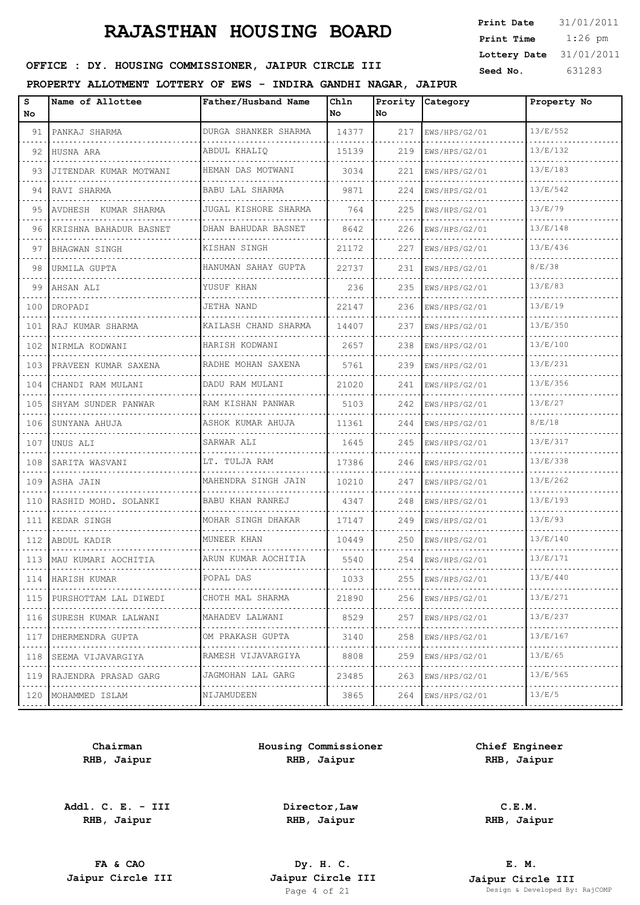# RAJASTHAN HOUSING BOARD

**Print Date** 31/01/2011
**Print Time** 1:26 pm
**Lottery Date** 31/01/2011
**Seed No.** 631283

**OFFICE : DY. HOUSING COMMISSIONER, JAIPUR CIRCLE III**

**PROPERTY ALLOTMENT LOTTERY OF EWS - INDIRA GANDHI NAGAR, JAIPUR**

| S No | Name of Allottee | Father/Husband Name | Chln No | Prority No | Category | Property No |
|---|---|---|---|---|---|---|
| 91 | PANKAJ SHARMA | DURGA SHANKER SHARMA | 14377 | 217 | EWS/HPS/G2/01 | 13/E/552 |
| 92 | HUSNA ARA | ABDUL KHALIQ | 15139 | 219 | EWS/HPS/G2/01 | 13/E/132 |
| 93 | JITENDAR KUMAR MOTWANI | HEMAN DAS MOTWANI | 3034 | 221 | EWS/HPS/G2/01 | 13/E/183 |
| 94 | RAVI SHARMA | BABU LAL SHARMA | 9871 | 224 | EWS/HPS/G2/01 | 13/E/542 |
| 95 | AVDHESH KUMAR SHARMA | JUGAL KISHORE SHARMA | 764 | 225 | EWS/HPS/G2/01 | 13/E/79 |
| 96 | KRISHNA BAHADUR BASNET | DHAN BAHUDAR BASNET | 8642 | 226 | EWS/HPS/G2/01 | 13/E/148 |
| 97 | BHAGWAN SINGH | KISHAN SINGH | 21172 | 227 | EWS/HPS/G2/01 | 13/E/436 |
| 98 | URMILA GUPTA | HANUMAN SAHAY GUPTA | 22737 | 231 | EWS/HPS/G2/01 | 8/E/38 |
| 99 | AHSAN ALI | YUSUF KHAN | 236 | 235 | EWS/HPS/G2/01 | 13/E/83 |
| 100 | DROPADI | JETHA NAND | 22147 | 236 | EWS/HPS/G2/01 | 13/E/19 |
| 101 | RAJ KUMAR SHARMA | KAILASH CHAND SHARMA | 14407 | 237 | EWS/HPS/G2/01 | 13/E/350 |
| 102 | NIRMLA KODWANI | HARISH KODWANI | 2657 | 238 | EWS/HPS/G2/01 | 13/E/100 |
| 103 | PRAVEEN KUMAR SAXENA | RADHE MOHAN SAXENA | 5761 | 239 | EWS/HPS/G2/01 | 13/E/231 |
| 104 | CHANDI RAM MULANI | DADU RAM MULANI | 21020 | 241 | EWS/HPS/G2/01 | 13/E/356 |
| 105 | SHYAM SUNDER PANWAR | RAM KISHAN PANWAR | 5103 | 242 | EWS/HPS/G2/01 | 13/E/27 |
| 106 | SUNYANA AHUJA | ASHOK KUMAR AHUJA | 11361 | 244 | EWS/HPS/G2/01 | 8/E/18 |
| 107 | UNUS ALI | SARWAR ALI | 1645 | 245 | EWS/HPS/G2/01 | 13/E/317 |
| 108 | SARITA WASVANI | LT. TULJA RAM | 17386 | 246 | EWS/HPS/G2/01 | 13/E/338 |
| 109 | ASHA JAIN | MAHENDRA SINGH JAIN | 10210 | 247 | EWS/HPS/G2/01 | 13/E/262 |
| 110 | RASHID MOHD. SOLANKI | BABU KHAN RANREJ | 4347 | 248 | EWS/HPS/G2/01 | 13/E/193 |
| 111 | KEDAR SINGH | MOHAR SINGH DHAKAR | 17147 | 249 | EWS/HPS/G2/01 | 13/E/93 |
| 112 | ABDUL KADIR | MUNEER KHAN | 10449 | 250 | EWS/HPS/G2/01 | 13/E/140 |
| 113 | MAU KUMARI AOCHITIA | ARUN KUMAR AOCHITIA | 5540 | 254 | EWS/HPS/G2/01 | 13/E/171 |
| 114 | HARISH KUMAR | POPAL DAS | 1033 | 255 | EWS/HPS/G2/01 | 13/E/440 |
| 115 | PURSHOTTAM LAL DIWEDI | CHOTH MAL SHARMA | 21890 | 256 | EWS/HPS/G2/01 | 13/E/271 |
| 116 | SURESH KUMAR LALWANI | MAHADEV LALWANI | 8529 | 257 | EWS/HPS/G2/01 | 13/E/237 |
| 117 | DHERMENDRA GUPTA | OM PRAKASH GUPTA | 3140 | 258 | EWS/HPS/G2/01 | 13/E/167 |
| 118 | SEEMA VIJAVARGIYA | RAMESH VIJAVARGIYA | 8808 | 259 | EWS/HPS/G2/01 | 13/E/65 |
| 119 | RAJENDRA PRASAD GARG | JAGMOHAN LAL GARG | 23485 | 263 | EWS/HPS/G2/01 | 13/E/565 |
| 120 | MOHAMMED ISLAM | NIJAMUDEEN | 3865 | 264 | EWS/HPS/G2/01 | 13/E/5 |

**Chairman**
**RHB, Jaipur**

**Housing Commissioner**
**RHB, Jaipur**

**Chief Engineer**
**RHB, Jaipur**

**Addl. C. E. - III**
**RHB, Jaipur**

**Director,Law**
**RHB, Jaipur**

**C.E.M.**
**RHB, Jaipur**

**FA & CAO**
**Jaipur Circle III**

**Dy. H. C.**
**Jaipur Circle III**

**E. M.**
**Jaipur Circle III**

Design & Developed By: RajCOMP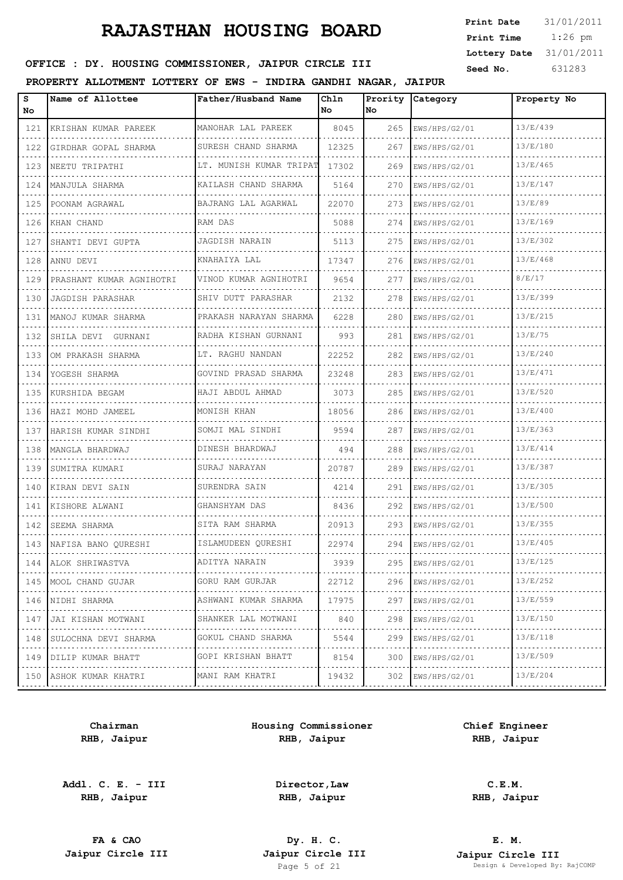# RAJASTHAN HOUSING BOARD

**Print Date** 31/01/2011
**Print Time** 1:26 pm
**Lottery Date** 31/01/2011
**Seed No.** 631283

**OFFICE : DY. HOUSING COMMISSIONER, JAIPUR CIRCLE III**

**PROPERTY ALLOTMENT LOTTERY OF EWS - INDIRA GANDHI NAGAR, JAIPUR**

| S No | Name of Allottee | Father/Husband Name | Chln No | Prority No | Category | Property No |
|---|---|---|---|---|---|---|
| 121 | KRISHAN KUMAR PAREEK | MANOHAR LAL PAREEK | 8045 | 265 | EWS/HPS/G2/01 | 13/E/439 |
| 122 | GIRDHAR GOPAL SHARMA | SURESH CHAND SHARMA | 12325 | 267 | EWS/HPS/G2/01 | 13/E/180 |
| 123 | NEETU TRIPATHI | LT. MUNISH KUMAR TRIPAT | 17302 | 269 | EWS/HPS/G2/01 | 13/E/465 |
| 124 | MANJULA SHARMA | KAILASH CHAND SHARMA | 5164 | 270 | EWS/HPS/G2/01 | 13/E/147 |
| 125 | POONAM AGRAWAL | BAJRANG LAL AGARWAL | 22070 | 273 | EWS/HPS/G2/01 | 13/E/89 |
| 126 | KHAN CHAND | RAM DAS | 5088 | 274 | EWS/HPS/G2/01 | 13/E/169 |
| 127 | SHANTI DEVI GUPTA | JAGDISH NARAIN | 5113 | 275 | EWS/HPS/G2/01 | 13/E/302 |
| 128 | ANNU DEVI | KNAHAIYA LAL | 17347 | 276 | EWS/HPS/G2/01 | 13/E/468 |
| 129 | PRASHANT KUMAR AGNIHOTRI | VINOD KUMAR AGNIHOTRI | 9654 | 277 | EWS/HPS/G2/01 | 8/E/17 |
| 130 | JAGDISH PARASHAR | SHIV DUTT PARASHAR | 2132 | 278 | EWS/HPS/G2/01 | 13/E/399 |
| 131 | MANOJ KUMAR SHARMA | PRAKASH NARAYAN SHARMA | 6228 | 280 | EWS/HPS/G2/01 | 13/E/215 |
| 132 | SHILA DEVI GURNANI | RADHA KISHAN GURNANI | 993 | 281 | EWS/HPS/G2/01 | 13/E/75 |
| 133 | OM PRAKASH SHARMA | LT. RAGHU NANDAN | 22252 | 282 | EWS/HPS/G2/01 | 13/E/240 |
| 134 | YOGESH SHARMA | GOVIND PRASAD SHARMA | 23248 | 283 | EWS/HPS/G2/01 | 13/E/471 |
| 135 | KURSHIDA BEGAM | HAJI ABDUL AHMAD | 3073 | 285 | EWS/HPS/G2/01 | 13/E/520 |
| 136 | HAZI MOHD JAMEEL | MONISH KHAN | 18056 | 286 | EWS/HPS/G2/01 | 13/E/400 |
| 137 | HARISH KUMAR SINDHI | SOMJI MAL SINDHI | 9594 | 287 | EWS/HPS/G2/01 | 13/E/363 |
| 138 | MANGLA BHARDWAJ | DINESH BHARDWAJ | 494 | 288 | EWS/HPS/G2/01 | 13/E/414 |
| 139 | SUMITRA KUMARI | SURAJ NARAYAN | 20787 | 289 | EWS/HPS/G2/01 | 13/E/387 |
| 140 | KIRAN DEVI SAIN | SURENDRA SAIN | 4214 | 291 | EWS/HPS/G2/01 | 13/E/305 |
| 141 | KISHORE ALWANI | GHANSHYAM DAS | 8436 | 292 | EWS/HPS/G2/01 | 13/E/500 |
| 142 | SEEMA SHARMA | SITA RAM SHARMA | 20913 | 293 | EWS/HPS/G2/01 | 13/E/355 |
| 143 | NAFISA BANO QURESHI | ISLAMUDEEN QURESHI | 22974 | 294 | EWS/HPS/G2/01 | 13/E/405 |
| 144 | ALOK SHRIWASTVA | ADITYA NARAIN | 3939 | 295 | EWS/HPS/G2/01 | 13/E/125 |
| 145 | MOOL CHAND GUJAR | GORU RAM GURJAR | 22712 | 296 | EWS/HPS/G2/01 | 13/E/252 |
| 146 | NIDHI SHARMA | ASHWANI KUMAR SHARMA | 17975 | 297 | EWS/HPS/G2/01 | 13/E/559 |
| 147 | JAI KISHAN MOTWANI | SHANKER LAL MOTWANI | 840 | 298 | EWS/HPS/G2/01 | 13/E/150 |
| 148 | SULOCHNA DEVI SHARMA | GOKUL CHAND SHARMA | 5544 | 299 | EWS/HPS/G2/01 | 13/E/118 |
| 149 | DILIP KUMAR BHATT | GOPI KRISHAN BHATT | 8154 | 300 | EWS/HPS/G2/01 | 13/E/509 |
| 150 | ASHOK KUMAR KHATRI | MANI RAM KHATRI | 19432 | 302 | EWS/HPS/G2/01 | 13/E/204 |

| | | |
|---|---|---|
| **Chairman**<br>**RHB, Jaipur** | **Housing Commissioner**<br>**RHB, Jaipur** | **Chief Engineer**<br>**RHB, Jaipur** |
| **Addl. C. E. - III**<br>**RHB, Jaipur** | **Director,Law**<br>**RHB, Jaipur** | **C.E.M.**<br>**RHB, Jaipur** |
| **FA & CAO**<br>**Jaipur Circle III** | **Dy. H. C.**<br>**Jaipur Circle III** | **E. M.**<br>**Jaipur Circle III** |

Design & Developed By: RajCOMP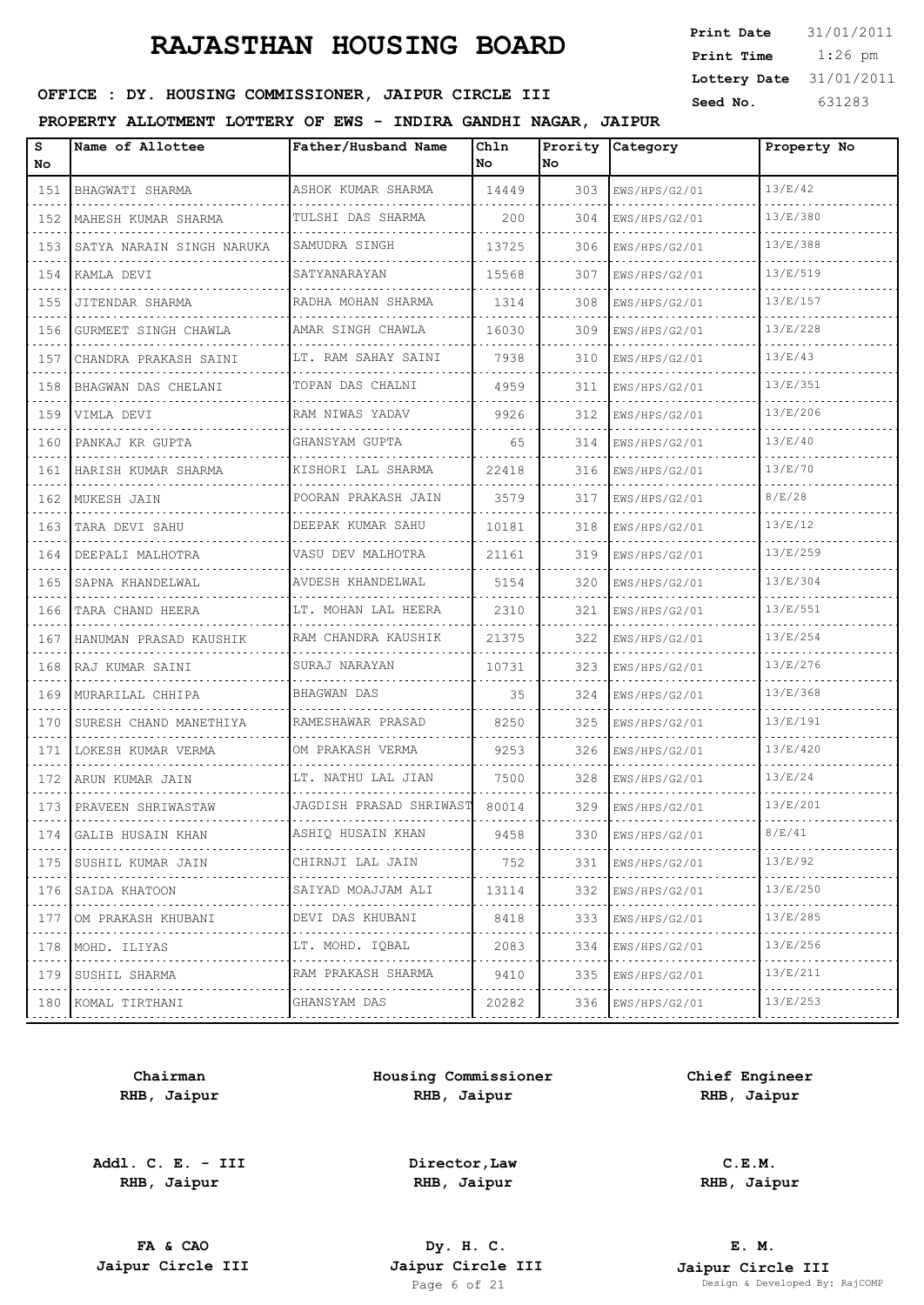# RAJASTHAN HOUSING BOARD

**Print Date** 31/01/2011
**Print Time** 1:26 pm
**Lottery Date** 31/01/2011
**Seed No.** 631283

**OFFICE : DY. HOUSING COMMISSIONER, JAIPUR CIRCLE III**

**PROPERTY ALLOTMENT LOTTERY OF EWS - INDIRA GANDHI NAGAR, JAIPUR**

| S No | Name of Allottee | Father/Husband Name | Chln No | Prority No | Category | Property No |
|---|---|---|---|---|---|---|
| 151 | BHAGWATI SHARMA | ASHOK KUMAR SHARMA | 14449 | 303 | EWS/HPS/G2/01 | 13/E/42 |
| 152 | MAHESH KUMAR SHARMA | TULSHI DAS SHARMA | 200 | 304 | EWS/HPS/G2/01 | 13/E/380 |
| 153 | SATYA NARAIN SINGH NARUKA | SAMUDRA SINGH | 13725 | 306 | EWS/HPS/G2/01 | 13/E/388 |
| 154 | KAMLA DEVI | SATYANARAYAN | 15568 | 307 | EWS/HPS/G2/01 | 13/E/519 |
| 155 | JITENDAR SHARMA | RADHA MOHAN SHARMA | 1314 | 308 | EWS/HPS/G2/01 | 13/E/157 |
| 156 | GURMEET SINGH CHAWLA | AMAR SINGH CHAWLA | 16030 | 309 | EWS/HPS/G2/01 | 13/E/228 |
| 157 | CHANDRA PRAKASH SAINI | LT. RAM SAHAY SAINI | 7938 | 310 | EWS/HPS/G2/01 | 13/E/43 |
| 158 | BHAGWAN DAS CHELANI | TOPAN DAS CHALNI | 4959 | 311 | EWS/HPS/G2/01 | 13/E/351 |
| 159 | VIMLA DEVI | RAM NIWAS YADAV | 9926 | 312 | EWS/HPS/G2/01 | 13/E/206 |
| 160 | PANKAJ KR GUPTA | GHANSYAM GUPTA | 65 | 314 | EWS/HPS/G2/01 | 13/E/40 |
| 161 | HARISH KUMAR SHARMA | KISHORI LAL SHARMA | 22418 | 316 | EWS/HPS/G2/01 | 13/E/70 |
| 162 | MUKESH JAIN | POORAN PRAKASH JAIN | 3579 | 317 | EWS/HPS/G2/01 | 8/E/28 |
| 163 | TARA DEVI SAHU | DEEPAK KUMAR SAHU | 10181 | 318 | EWS/HPS/G2/01 | 13/E/12 |
| 164 | DEEPALI MALHOTRA | VASU DEV MALHOTRA | 21161 | 319 | EWS/HPS/G2/01 | 13/E/259 |
| 165 | SAPNA KHANDELWAL | AVDESH KHANDELWAL | 5154 | 320 | EWS/HPS/G2/01 | 13/E/304 |
| 166 | TARA CHAND HEERA | LT. MOHAN LAL HEERA | 2310 | 321 | EWS/HPS/G2/01 | 13/E/551 |
| 167 | HANUMAN PRASAD KAUSHIK | RAM CHANDRA KAUSHIK | 21375 | 322 | EWS/HPS/G2/01 | 13/E/254 |
| 168 | RAJ KUMAR SAINI | SURAJ NARAYAN | 10731 | 323 | EWS/HPS/G2/01 | 13/E/276 |
| 169 | MURARILAL CHHIPA | BHAGWAN DAS | 35 | 324 | EWS/HPS/G2/01 | 13/E/368 |
| 170 | SURESH CHAND MANETHIYA | RAMESHAWAR PRASAD | 8250 | 325 | EWS/HPS/G2/01 | 13/E/191 |
| 171 | LOKESH KUMAR VERMA | OM PRAKASH VERMA | 9253 | 326 | EWS/HPS/G2/01 | 13/E/420 |
| 172 | ARUN KUMAR JAIN | LT. NATHU LAL JIAN | 7500 | 328 | EWS/HPS/G2/01 | 13/E/24 |
| 173 | PRAVEEN SHRIWASTAW | JAGDISH PRASAD SHRIWAST | 80014 | 329 | EWS/HPS/G2/01 | 13/E/201 |
| 174 | GALIB HUSAIN KHAN | ASHIQ HUSAIN KHAN | 9458 | 330 | EWS/HPS/G2/01 | 8/E/41 |
| 175 | SUSHIL KUMAR JAIN | CHIRNJI LAL JAIN | 752 | 331 | EWS/HPS/G2/01 | 13/E/92 |
| 176 | SAIDA KHATOON | SAIYAD MOAJJAM ALI | 13114 | 332 | EWS/HPS/G2/01 | 13/E/250 |
| 177 | OM PRAKASH KHUBANI | DEVI DAS KHUBANI | 8418 | 333 | EWS/HPS/G2/01 | 13/E/285 |
| 178 | MOHD. ILIYAS | LT. MOHD. IQBAL | 2083 | 334 | EWS/HPS/G2/01 | 13/E/256 |
| 179 | SUSHIL SHARMA | RAM PRAKASH SHARMA | 9410 | 335 | EWS/HPS/G2/01 | 13/E/211 |
| 180 | KOMAL TIRTHANI | GHANSYAM DAS | 20282 | 336 | EWS/HPS/G2/01 | 13/E/253 |

**Chairman**
**RHB, Jaipur**

**Housing Commissioner**
**RHB, Jaipur**

**Chief Engineer**
**RHB, Jaipur**

**Addl. C. E. - III**
**RHB, Jaipur**

**Director,Law**
**RHB, Jaipur**

**C.E.M.**
**RHB, Jaipur**

**FA & CAO**
**Jaipur Circle III**

**Dy. H. C.**
**Jaipur Circle III**

**E. M.**
**Jaipur Circle III**

Design & Developed By: RajCOMP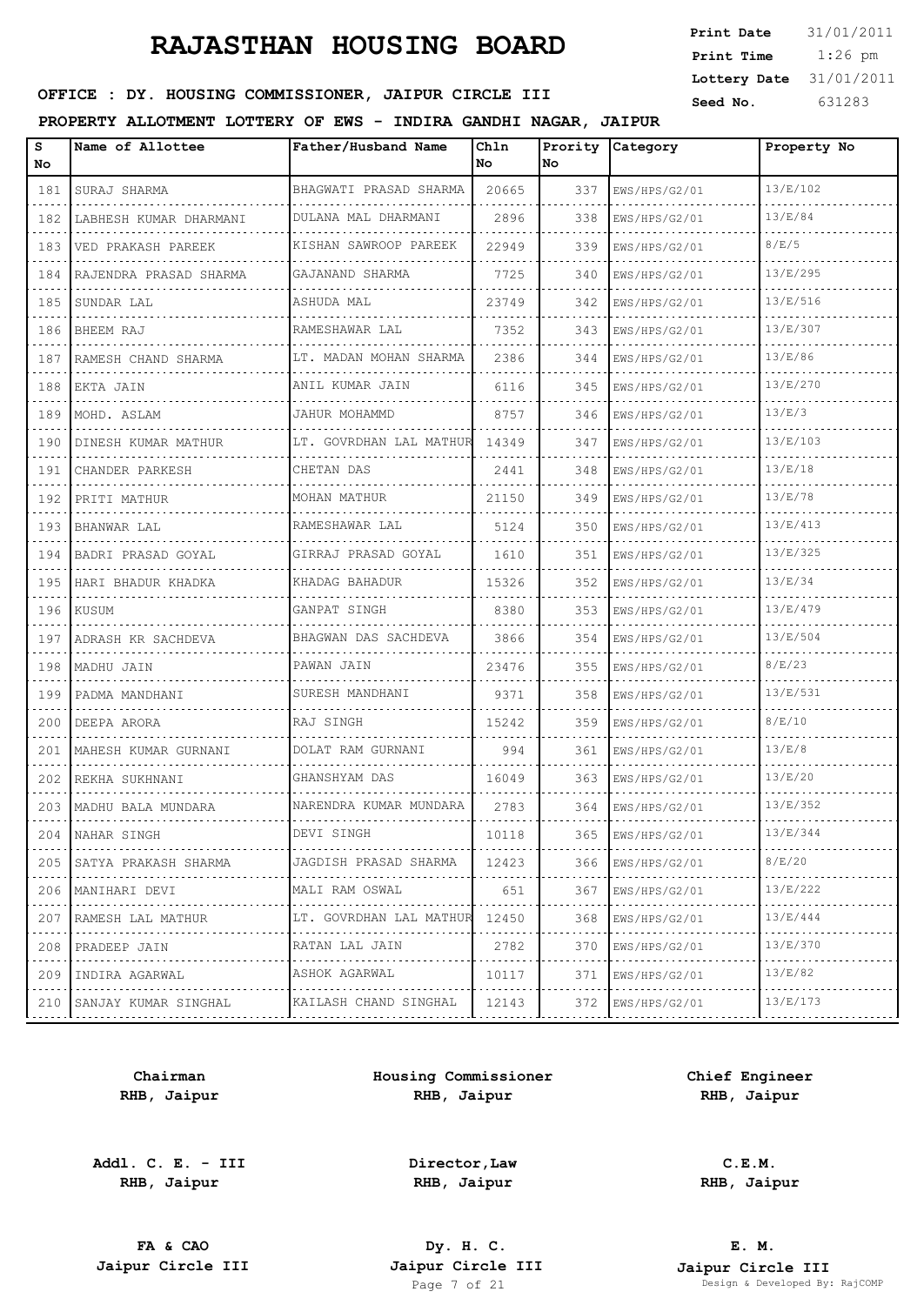# RAJASTHAN HOUSING BOARD

**Print Date** 31/01/2011
**Print Time** 1:26 pm
**Lottery Date** 31/01/2011
**Seed No.** 631283

**OFFICE : DY. HOUSING COMMISSIONER, JAIPUR CIRCLE III**

**PROPERTY ALLOTMENT LOTTERY OF EWS - INDIRA GANDHI NAGAR, JAIPUR**

| S No | Name of Allottee | Father/Husband Name | Chln No | Prority No | Category | Property No |
|---|---|---|---|---|---|---|
| 181 | SURAJ SHARMA | BHAGWATI PRASAD SHARMA | 20665 | 337 | EWS/HPS/G2/01 | 13/E/102 |
| 182 | LABHESH KUMAR DHARMANI | DULANA MAL DHARMANI | 2896 | 338 | EWS/HPS/G2/01 | 13/E/84 |
| 183 | VED PRAKASH PAREEK | KISHAN SAWROOP PAREEK | 22949 | 339 | EWS/HPS/G2/01 | 8/E/5 |
| 184 | RAJENDRA PRASAD SHARMA | GAJANAND SHARMA | 7725 | 340 | EWS/HPS/G2/01 | 13/E/295 |
| 185 | SUNDAR LAL | ASHUDA MAL | 23749 | 342 | EWS/HPS/G2/01 | 13/E/516 |
| 186 | BHEEM RAJ | RAMESHAWAR LAL | 7352 | 343 | EWS/HPS/G2/01 | 13/E/307 |
| 187 | RAMESH CHAND SHARMA | LT. MADAN MOHAN SHARMA | 2386 | 344 | EWS/HPS/G2/01 | 13/E/86 |
| 188 | EKTA JAIN | ANIL KUMAR JAIN | 6116 | 345 | EWS/HPS/G2/01 | 13/E/270 |
| 189 | MOHD. ASLAM | JAHUR MOHAMMD | 8757 | 346 | EWS/HPS/G2/01 | 13/E/3 |
| 190 | DINESH KUMAR MATHUR | LT. GOVRDHAN LAL MATHUR | 14349 | 347 | EWS/HPS/G2/01 | 13/E/103 |
| 191 | CHANDER PARKESH | CHETAN DAS | 2441 | 348 | EWS/HPS/G2/01 | 13/E/18 |
| 192 | PRITI MATHUR | MOHAN MATHUR | 21150 | 349 | EWS/HPS/G2/01 | 13/E/78 |
| 193 | BHANWAR LAL | RAMESHAWAR LAL | 5124 | 350 | EWS/HPS/G2/01 | 13/E/413 |
| 194 | BADRI PRASAD GOYAL | GIRRAJ PRASAD GOYAL | 1610 | 351 | EWS/HPS/G2/01 | 13/E/325 |
| 195 | HARI BHADUR KHADKA | KHADAG BAHADUR | 15326 | 352 | EWS/HPS/G2/01 | 13/E/34 |
| 196 | KUSUM | GANPAT SINGH | 8380 | 353 | EWS/HPS/G2/01 | 13/E/479 |
| 197 | ADRASH KR SACHDEVA | BHAGWAN DAS SACHDEVA | 3866 | 354 | EWS/HPS/G2/01 | 13/E/504 |
| 198 | MADHU JAIN | PAWAN JAIN | 23476 | 355 | EWS/HPS/G2/01 | 8/E/23 |
| 199 | PADMA MANDHANI | SURESH MANDHANI | 9371 | 358 | EWS/HPS/G2/01 | 13/E/531 |
| 200 | DEEPA ARORA | RAJ SINGH | 15242 | 359 | EWS/HPS/G2/01 | 8/E/10 |
| 201 | MAHESH KUMAR GURNANI | DOLAT RAM GURNANI | 994 | 361 | EWS/HPS/G2/01 | 13/E/8 |
| 202 | REKHA SUKHNANI | GHANSHYAM DAS | 16049 | 363 | EWS/HPS/G2/01 | 13/E/20 |
| 203 | MADHU BALA MUNDARA | NARENDRA KUMAR MUNDARA | 2783 | 364 | EWS/HPS/G2/01 | 13/E/352 |
| 204 | NAHAR SINGH | DEVI SINGH | 10118 | 365 | EWS/HPS/G2/01 | 13/E/344 |
| 205 | SATYA PRAKASH SHARMA | JAGDISH PRASAD SHARMA | 12423 | 366 | EWS/HPS/G2/01 | 8/E/20 |
| 206 | MANIHARI DEVI | MALI RAM OSWAL | 651 | 367 | EWS/HPS/G2/01 | 13/E/222 |
| 207 | RAMESH LAL MATHUR | LT. GOVRDHAN LAL MATHUR | 12450 | 368 | EWS/HPS/G2/01 | 13/E/444 |
| 208 | PRADEEP JAIN | RATAN LAL JAIN | 2782 | 370 | EWS/HPS/G2/01 | 13/E/370 |
| 209 | INDIRA AGARWAL | ASHOK AGARWAL | 10117 | 371 | EWS/HPS/G2/01 | 13/E/82 |
| 210 | SANJAY KUMAR SINGHAL | KAILASH CHAND SINGHAL | 12143 | 372 | EWS/HPS/G2/01 | 13/E/173 |

**Chairman**
**RHB, Jaipur**

**Housing Commissioner**
**RHB, Jaipur**

**Chief Engineer**
**RHB, Jaipur**

**Addl. C. E. - III**
**RHB, Jaipur**

**Director,Law**
**RHB, Jaipur**

**C.E.M.**
**RHB, Jaipur**

**FA & CAO**
**Jaipur Circle III**

**Dy. H. C.**
**Jaipur Circle III**

**E. M.**
**Jaipur Circle III**

Design & Developed By: RajCOMP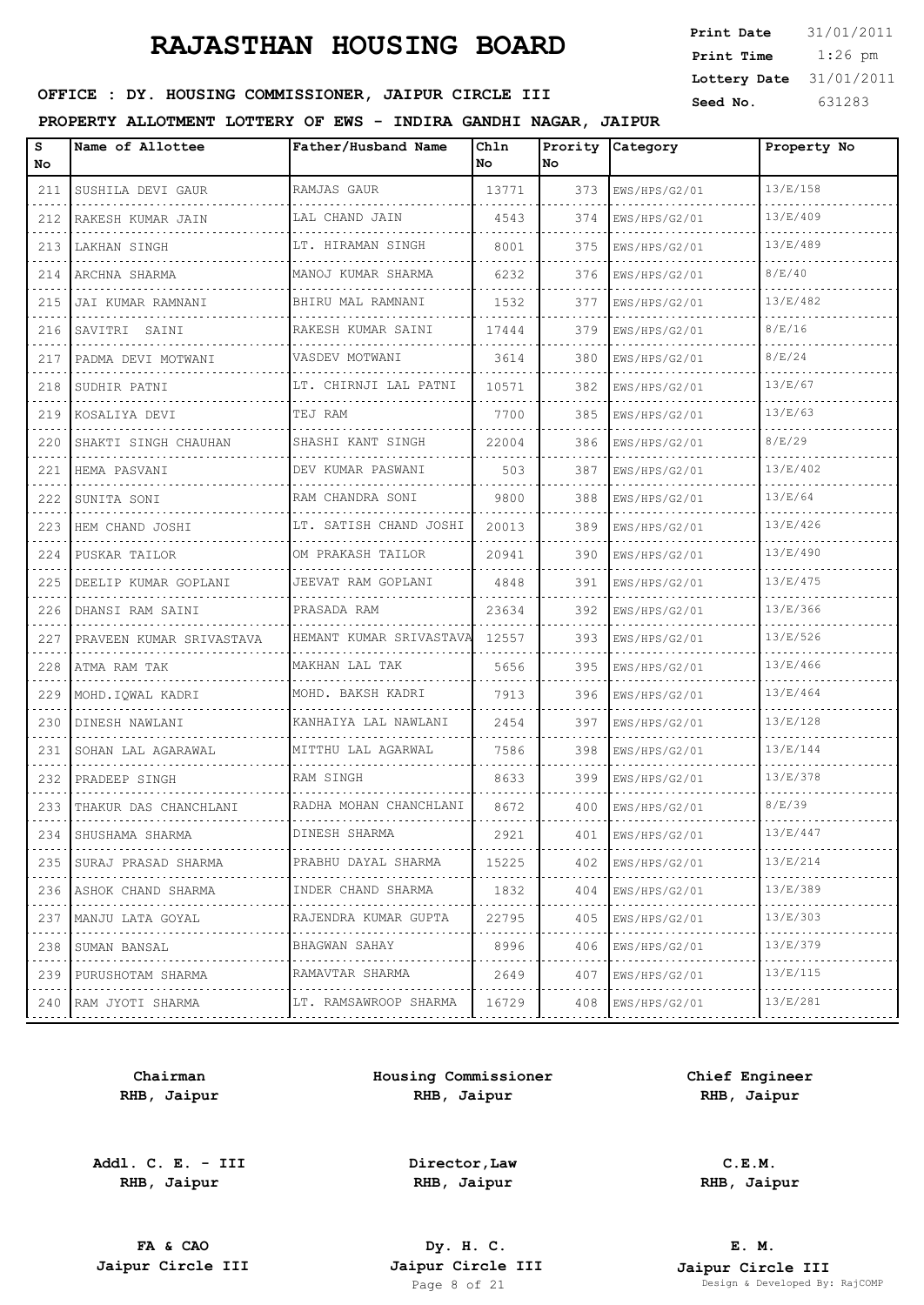# RAJASTHAN HOUSING BOARD

**Print Date** 31/01/2011
**Print Time** 1:26 pm
**Lottery Date** 31/01/2011
**Seed No.** 631283

**OFFICE : DY. HOUSING COMMISSIONER, JAIPUR CIRCLE III**

**PROPERTY ALLOTMENT LOTTERY OF EWS - INDIRA GANDHI NAGAR, JAIPUR**

| S No | Name of Allottee | Father/Husband Name | Chln No | Prority No | Category | Property No |
|---|---|---|---|---|---|---|
| 211 | SUSHILA DEVI GAUR | RAMJAS GAUR | 13771 | 373 | EWS/HPS/G2/01 | 13/E/158 |
| 212 | RAKESH KUMAR JAIN | LAL CHAND JAIN | 4543 | 374 | EWS/HPS/G2/01 | 13/E/409 |
| 213 | LAKHAN SINGH | LT. HIRAMAN SINGH | 8001 | 375 | EWS/HPS/G2/01 | 13/E/489 |
| 214 | ARCHNA SHARMA | MANOJ KUMAR SHARMA | 6232 | 376 | EWS/HPS/G2/01 | 8/E/40 |
| 215 | JAI KUMAR RAMNANI | BHIRU MAL RAMNANI | 1532 | 377 | EWS/HPS/G2/01 | 13/E/482 |
| 216 | SAVITRI SAINI | RAKESH KUMAR SAINI | 17444 | 379 | EWS/HPS/G2/01 | 8/E/16 |
| 217 | PADMA DEVI MOTWANI | VASDEV MOTWANI | 3614 | 380 | EWS/HPS/G2/01 | 8/E/24 |
| 218 | SUDHIR PATNI | LT. CHIRNJI LAL PATNI | 10571 | 382 | EWS/HPS/G2/01 | 13/E/67 |
| 219 | KOSALIYA DEVI | TEJ RAM | 7700 | 385 | EWS/HPS/G2/01 | 13/E/63 |
| 220 | SHAKTI SINGH CHAUHAN | SHASHI KANT SINGH | 22004 | 386 | EWS/HPS/G2/01 | 8/E/29 |
| 221 | HEMA PASVANI | DEV KUMAR PASWANI | 503 | 387 | EWS/HPS/G2/01 | 13/E/402 |
| 222 | SUNITA SONI | RAM CHANDRA SONI | 9800 | 388 | EWS/HPS/G2/01 | 13/E/64 |
| 223 | HEM CHAND JOSHI | LT. SATISH CHAND JOSHI | 20013 | 389 | EWS/HPS/G2/01 | 13/E/426 |
| 224 | PUSKAR TAILOR | OM PRAKASH TAILOR | 20941 | 390 | EWS/HPS/G2/01 | 13/E/490 |
| 225 | DEELIP KUMAR GOPLANI | JEEVAT RAM GOPLANI | 4848 | 391 | EWS/HPS/G2/01 | 13/E/475 |
| 226 | DHANSI RAM SAINI | PRASADA RAM | 23634 | 392 | EWS/HPS/G2/01 | 13/E/366 |
| 227 | PRAVEEN KUMAR SRIVASTAVA | HEMANT KUMAR SRIVASTAVA | 12557 | 393 | EWS/HPS/G2/01 | 13/E/526 |
| 228 | ATMA RAM TAK | MAKHAN LAL TAK | 5656 | 395 | EWS/HPS/G2/01 | 13/E/466 |
| 229 | MOHD.IQWAL KADRI | MOHD. BAKSH KADRI | 7913 | 396 | EWS/HPS/G2/01 | 13/E/464 |
| 230 | DINESH NAWLANI | KANHAIYA LAL NAWLANI | 2454 | 397 | EWS/HPS/G2/01 | 13/E/128 |
| 231 | SOHAN LAL AGARAWAL | MITTHU LAL AGARWAL | 7586 | 398 | EWS/HPS/G2/01 | 13/E/144 |
| 232 | PRADEEP SINGH | RAM SINGH | 8633 | 399 | EWS/HPS/G2/01 | 13/E/378 |
| 233 | THAKUR DAS CHANCHLANI | RADHA MOHAN CHANCHLANI | 8672 | 400 | EWS/HPS/G2/01 | 8/E/39 |
| 234 | SHUSHAMA SHARMA | DINESH SHARMA | 2921 | 401 | EWS/HPS/G2/01 | 13/E/447 |
| 235 | SURAJ PRASAD SHARMA | PRABHU DAYAL SHARMA | 15225 | 402 | EWS/HPS/G2/01 | 13/E/214 |
| 236 | ASHOK CHAND SHARMA | INDER CHAND SHARMA | 1832 | 404 | EWS/HPS/G2/01 | 13/E/389 |
| 237 | MANJU LATA GOYAL | RAJENDRA KUMAR GUPTA | 22795 | 405 | EWS/HPS/G2/01 | 13/E/303 |
| 238 | SUMAN BANSAL | BHAGWAN SAHAY | 8996 | 406 | EWS/HPS/G2/01 | 13/E/379 |
| 239 | PURUSHOTAM SHARMA | RAMAVTAR SHARMA | 2649 | 407 | EWS/HPS/G2/01 | 13/E/115 |
| 240 | RAM JYOTI SHARMA | LT. RAMSAWROOP SHARMA | 16729 | 408 | EWS/HPS/G2/01 | 13/E/281 |

**Chairman**
**RHB, Jaipur**

**Housing Commissioner**
**RHB, Jaipur**

**Chief Engineer**
**RHB, Jaipur**

**Addl. C. E. - III**
**RHB, Jaipur**

**Director,Law**
**RHB, Jaipur**

**C.E.M.**
**RHB, Jaipur**

**FA & CAO**
**Jaipur Circle III**

**Dy. H. C.**
**Jaipur Circle III**

**E. M.**
**Jaipur Circle III**

Design & Developed By: RajCOMP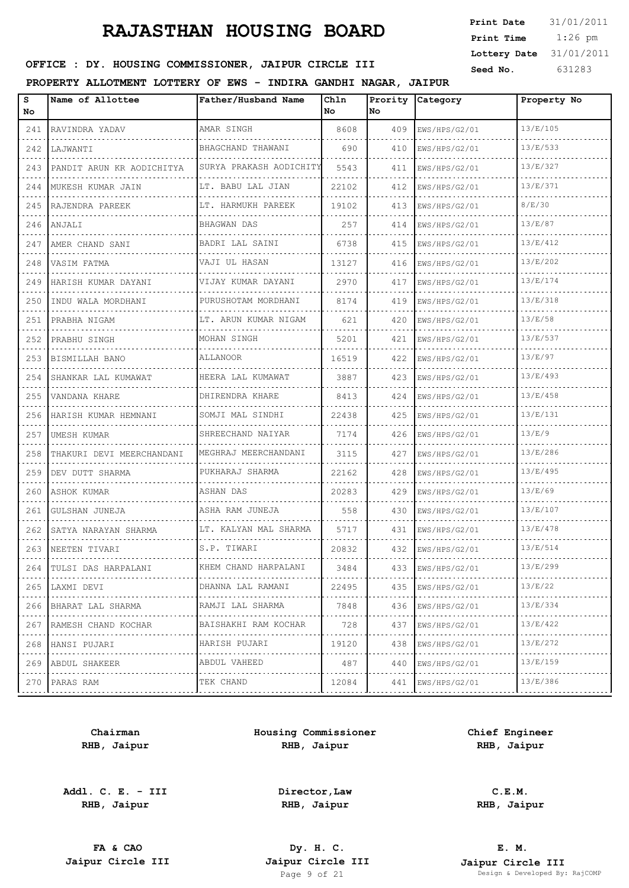# RAJASTHAN HOUSING BOARD

**Print Date** 31/01/2011
**Print Time** 1:26 pm
**Lottery Date** 31/01/2011
**Seed No.** 631283

**OFFICE : DY. HOUSING COMMISSIONER, JAIPUR CIRCLE III**

**PROPERTY ALLOTMENT LOTTERY OF EWS - INDIRA GANDHI NAGAR, JAIPUR**

| S No | Name of Allottee | Father/Husband Name | Chln No | Prority No | Category | Property No |
|---|---|---|---|---|---|---|
| 241 | RAVINDRA YADAV | AMAR SINGH | 8608 | 409 | EWS/HPS/G2/01 | 13/E/105 |
| 242 | LAJWANTI | BHAGCHAND THAWANI | 690 | 410 | EWS/HPS/G2/01 | 13/E/533 |
| 243 | PANDIT ARUN KR AODICHITYA | SURYA PRAKASH AODICHITY | 5543 | 411 | EWS/HPS/G2/01 | 13/E/327 |
| 244 | MUKESH KUMAR JAIN | LT. BABU LAL JIAN | 22102 | 412 | EWS/HPS/G2/01 | 13/E/371 |
| 245 | RAJENDRA PAREEK | LT. HARMUKH PAREEK | 19102 | 413 | EWS/HPS/G2/01 | 8/E/30 |
| 246 | ANJALI | BHAGWAN DAS | 257 | 414 | EWS/HPS/G2/01 | 13/E/87 |
| 247 | AMER CHAND SANI | BADRI LAL SAINI | 6738 | 415 | EWS/HPS/G2/01 | 13/E/412 |
| 248 | VASIM FATMA | VAJI UL HASAN | 13127 | 416 | EWS/HPS/G2/01 | 13/E/202 |
| 249 | HARISH KUMAR DAYANI | VIJAY KUMAR DAYANI | 2970 | 417 | EWS/HPS/G2/01 | 13/E/174 |
| 250 | INDU WALA MORDHANI | PURUSHOTAM MORDHANI | 8174 | 419 | EWS/HPS/G2/01 | 13/E/318 |
| 251 | PRABHA NIGAM | LT. ARUN KUMAR NIGAM | 621 | 420 | EWS/HPS/G2/01 | 13/E/58 |
| 252 | PRABHU SINGH | MOHAN SINGH | 5201 | 421 | EWS/HPS/G2/01 | 13/E/537 |
| 253 | BISMILLAH BANO | ALLANOOR | 16519 | 422 | EWS/HPS/G2/01 | 13/E/97 |
| 254 | SHANKAR LAL KUMAWAT | HEERA LAL KUMAWAT | 3887 | 423 | EWS/HPS/G2/01 | 13/E/493 |
| 255 | VANDANA KHARE | DHIRENDRA KHARE | 8413 | 424 | EWS/HPS/G2/01 | 13/E/458 |
| 256 | HARISH KUMAR HEMNANI | SOMJI MAL SINDHI | 22438 | 425 | EWS/HPS/G2/01 | 13/E/131 |
| 257 | UMESH KUMAR | SHREECHAND NAIYAR | 7174 | 426 | EWS/HPS/G2/01 | 13/E/9 |
| 258 | THAKURI DEVI MEERCHANDANI | MEGHRAJ MEERCHANDANI | 3115 | 427 | EWS/HPS/G2/01 | 13/E/286 |
| 259 | DEV DUTT SHARMA | PUKHARAJ SHARMA | 22162 | 428 | EWS/HPS/G2/01 | 13/E/495 |
| 260 | ASHOK KUMAR | ASHAN DAS | 20283 | 429 | EWS/HPS/G2/01 | 13/E/69 |
| 261 | GULSHAN JUNEJA | ASHA RAM JUNEJA | 558 | 430 | EWS/HPS/G2/01 | 13/E/107 |
| 262 | SATYA NARAYAN SHARMA | LT. KALYAN MAL SHARMA | 5717 | 431 | EWS/HPS/G2/01 | 13/E/478 |
| 263 | NEETEN TIVARI | S.P. TIWARI | 20832 | 432 | EWS/HPS/G2/01 | 13/E/514 |
| 264 | TULSI DAS HARPALANI | KHEM CHAND HARPALANI | 3484 | 433 | EWS/HPS/G2/01 | 13/E/299 |
| 265 | LAXMI DEVI | DHANNA LAL RAMANI | 22495 | 435 | EWS/HPS/G2/01 | 13/E/22 |
| 266 | BHARAT LAL SHARMA | RAMJI LAL SHARMA | 7848 | 436 | EWS/HPS/G2/01 | 13/E/334 |
| 267 | RAMESH CHAND KOCHAR | BAISHAKHI RAM KOCHAR | 728 | 437 | EWS/HPS/G2/01 | 13/E/422 |
| 268 | HANSI PUJARI | HARISH PUJARI | 19120 | 438 | EWS/HPS/G2/01 | 13/E/272 |
| 269 | ABDUL SHAKEER | ABDUL VAHEED | 487 | 440 | EWS/HPS/G2/01 | 13/E/159 |
| 270 | PARAS RAM | TEK CHAND | 12084 | 441 | EWS/HPS/G2/01 | 13/E/386 |

**Chairman**
**RHB, Jaipur**

**Housing Commissioner**
**RHB, Jaipur**

**Chief Engineer**
**RHB, Jaipur**

**Addl. C. E. - III**
**RHB, Jaipur**

**Director,Law**
**RHB, Jaipur**

**C.E.M.**
**RHB, Jaipur**

**FA & CAO**
**Jaipur Circle III**

**Dy. H. C.**
**Jaipur Circle III**

**E. M.**
**Jaipur Circle III**

Design & Developed By: RajCOMP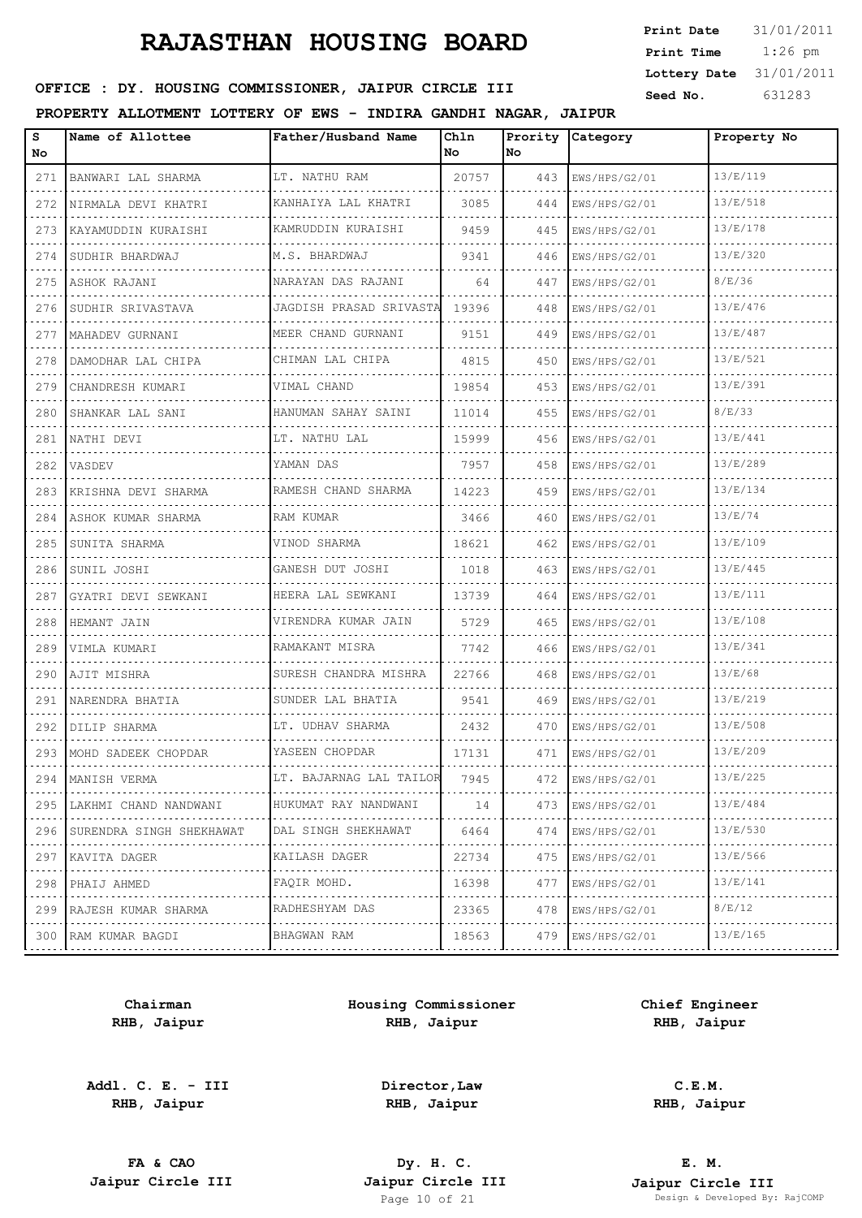# RAJASTHAN HOUSING BOARD

**Print Date** 31/01/2011
**Print Time** 1:26 pm
**Lottery Date** 31/01/2011
**Seed No.** 631283

**OFFICE : DY. HOUSING COMMISSIONER, JAIPUR CIRCLE III**

**PROPERTY ALLOTMENT LOTTERY OF EWS - INDIRA GANDHI NAGAR, JAIPUR**

| S No | Name of Allottee | Father/Husband Name | Chln No | Prority No | Category | Property No |
|---|---|---|---|---|---|---|
| 271 | BANWARI LAL SHARMA | LT. NATHU RAM | 20757 | 443 | EWS/HPS/G2/01 | 13/E/119 |
| 272 | NIRMALA DEVI KHATRI | KANHAIYA LAL KHATRI | 3085 | 444 | EWS/HPS/G2/01 | 13/E/518 |
| 273 | KAYAMUDDIN KURAISHI | KAMRUDDIN KURAISHI | 9459 | 445 | EWS/HPS/G2/01 | 13/E/178 |
| 274 | SUDHIR BHARDWAJ | M.S. BHARDWAJ | 9341 | 446 | EWS/HPS/G2/01 | 13/E/320 |
| 275 | ASHOK RAJANI | NARAYAN DAS RAJANI | 64 | 447 | EWS/HPS/G2/01 | 8/E/36 |
| 276 | SUDHIR SRIVASTAVA | JAGDISH PRASAD SRIVASTA | 19396 | 448 | EWS/HPS/G2/01 | 13/E/476 |
| 277 | MAHADEV GURNANI | MEER CHAND GURNANI | 9151 | 449 | EWS/HPS/G2/01 | 13/E/487 |
| 278 | DAMODHAR LAL CHIPA | CHIMAN LAL CHIPA | 4815 | 450 | EWS/HPS/G2/01 | 13/E/521 |
| 279 | CHANDRESH KUMARI | VIMAL CHAND | 19854 | 453 | EWS/HPS/G2/01 | 13/E/391 |
| 280 | SHANKAR LAL SANI | HANUMAN SAHAY SAINI | 11014 | 455 | EWS/HPS/G2/01 | 8/E/33 |
| 281 | NATHI DEVI | LT. NATHU LAL | 15999 | 456 | EWS/HPS/G2/01 | 13/E/441 |
| 282 | VASDEV | YAMAN DAS | 7957 | 458 | EWS/HPS/G2/01 | 13/E/289 |
| 283 | KRISHNA DEVI SHARMA | RAMESH CHAND SHARMA | 14223 | 459 | EWS/HPS/G2/01 | 13/E/134 |
| 284 | ASHOK KUMAR SHARMA | RAM KUMAR | 3466 | 460 | EWS/HPS/G2/01 | 13/E/74 |
| 285 | SUNITA SHARMA | VINOD SHARMA | 18621 | 462 | EWS/HPS/G2/01 | 13/E/109 |
| 286 | SUNIL JOSHI | GANESH DUT JOSHI | 1018 | 463 | EWS/HPS/G2/01 | 13/E/445 |
| 287 | GYATRI DEVI SEWKANI | HEERA LAL SEWKANI | 13739 | 464 | EWS/HPS/G2/01 | 13/E/111 |
| 288 | HEMANT JAIN | VIRENDRA KUMAR JAIN | 5729 | 465 | EWS/HPS/G2/01 | 13/E/108 |
| 289 | VIMLA KUMARI | RAMAKANT MISRA | 7742 | 466 | EWS/HPS/G2/01 | 13/E/341 |
| 290 | AJIT MISHRA | SURESH CHANDRA MISHRA | 22766 | 468 | EWS/HPS/G2/01 | 13/E/68 |
| 291 | NARENDRA BHATIA | SUNDER LAL BHATIA | 9541 | 469 | EWS/HPS/G2/01 | 13/E/219 |
| 292 | DILIP SHARMA | LT. UDHAV SHARMA | 2432 | 470 | EWS/HPS/G2/01 | 13/E/508 |
| 293 | MOHD SADEEK CHOPDAR | YASEEN CHOPDAR | 17131 | 471 | EWS/HPS/G2/01 | 13/E/209 |
| 294 | MANISH VERMA | LT. BAJARNAG LAL TAILOR | 7945 | 472 | EWS/HPS/G2/01 | 13/E/225 |
| 295 | LAKHMI CHAND NANDWANI | HUKUMAT RAY NANDWANI | 14 | 473 | EWS/HPS/G2/01 | 13/E/484 |
| 296 | SURENDRA SINGH SHEKHAWAT | DAL SINGH SHEKHAWAT | 6464 | 474 | EWS/HPS/G2/01 | 13/E/530 |
| 297 | KAVITA DAGER | KAILASH DAGER | 22734 | 475 | EWS/HPS/G2/01 | 13/E/566 |
| 298 | PHAIJ AHMED | FAQIR MOHD. | 16398 | 477 | EWS/HPS/G2/01 | 13/E/141 |
| 299 | RAJESH KUMAR SHARMA | RADHESHYAM DAS | 23365 | 478 | EWS/HPS/G2/01 | 8/E/12 |
| 300 | RAM KUMAR BAGDI | BHAGWAN RAM | 18563 | 479 | EWS/HPS/G2/01 | 13/E/165 |

| | | |
|---|---|---|
| **Chairman** RHB, Jaipur | **Housing Commissioner** RHB, Jaipur | **Chief Engineer** RHB, Jaipur |
| **Addl. C. E. - III** RHB, Jaipur | **Director,Law** RHB, Jaipur | **C.E.M.** RHB, Jaipur |
| **FA & CAO** Jaipur Circle III | **Dy. H. C.** Jaipur Circle III | **E. M.** Jaipur Circle III |

Design & Developed By: RajCOMP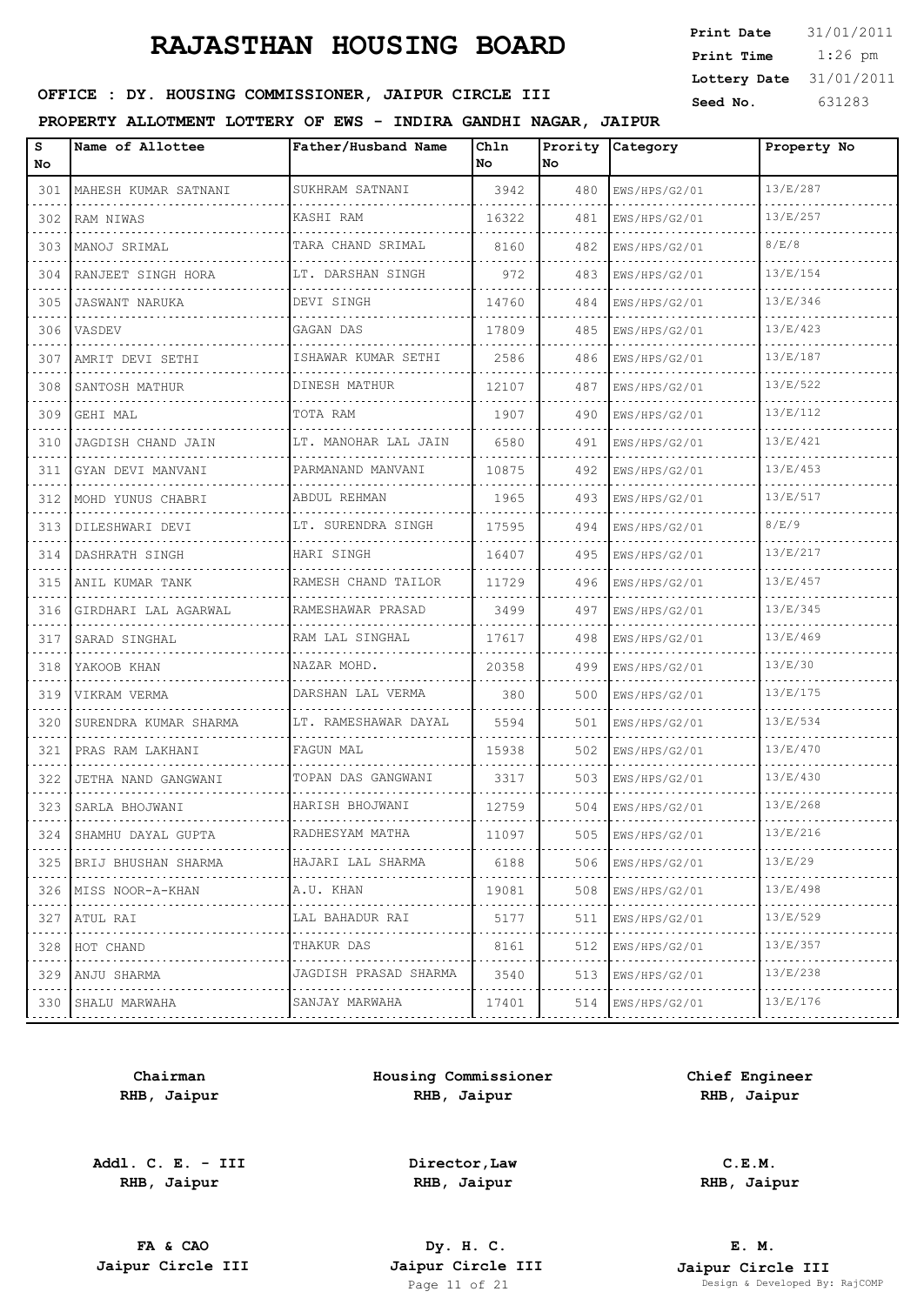# RAJASTHAN HOUSING BOARD

**Print Date** 31/01/2011
**Print Time** 1:26 pm
**Lottery Date** 31/01/2011
**Seed No.** 631283

**OFFICE : DY. HOUSING COMMISSIONER, JAIPUR CIRCLE III**

**PROPERTY ALLOTMENT LOTTERY OF EWS - INDIRA GANDHI NAGAR, JAIPUR**

| S No | Name of Allottee | Father/Husband Name | Chln No | Prority No | Category | Property No |
|---|---|---|---|---|---|---|
| 301 | MAHESH KUMAR SATNANI | SUKHRAM SATNANI | 3942 | 480 | EWS/HPS/G2/01 | 13/E/287 |
| 302 | RAM NIWAS | KASHI RAM | 16322 | 481 | EWS/HPS/G2/01 | 13/E/257 |
| 303 | MANOJ SRIMAL | TARA CHAND SRIMAL | 8160 | 482 | EWS/HPS/G2/01 | 8/E/8 |
| 304 | RANJEET SINGH HORA | LT. DARSHAN SINGH | 972 | 483 | EWS/HPS/G2/01 | 13/E/154 |
| 305 | JASWANT NARUKA | DEVI SINGH | 14760 | 484 | EWS/HPS/G2/01 | 13/E/346 |
| 306 | VASDEV | GAGAN DAS | 17809 | 485 | EWS/HPS/G2/01 | 13/E/423 |
| 307 | AMRIT DEVI SETHI | ISHAWAR KUMAR SETHI | 2586 | 486 | EWS/HPS/G2/01 | 13/E/187 |
| 308 | SANTOSH MATHUR | DINESH MATHUR | 12107 | 487 | EWS/HPS/G2/01 | 13/E/522 |
| 309 | GEHI MAL | TOTA RAM | 1907 | 490 | EWS/HPS/G2/01 | 13/E/112 |
| 310 | JAGDISH CHAND JAIN | LT. MANOHAR LAL JAIN | 6580 | 491 | EWS/HPS/G2/01 | 13/E/421 |
| 311 | GYAN DEVI MANVANI | PARMANAND MANVANI | 10875 | 492 | EWS/HPS/G2/01 | 13/E/453 |
| 312 | MOHD YUNUS CHABRI | ABDUL REHMAN | 1965 | 493 | EWS/HPS/G2/01 | 13/E/517 |
| 313 | DILESHWARI DEVI | LT. SURENDRA SINGH | 17595 | 494 | EWS/HPS/G2/01 | 8/E/9 |
| 314 | DASHRATH SINGH | HARI SINGH | 16407 | 495 | EWS/HPS/G2/01 | 13/E/217 |
| 315 | ANIL KUMAR TANK | RAMESH CHAND TAILOR | 11729 | 496 | EWS/HPS/G2/01 | 13/E/457 |
| 316 | GIRDHARI LAL AGARWAL | RAMESHAWAR PRASAD | 3499 | 497 | EWS/HPS/G2/01 | 13/E/345 |
| 317 | SARAD SINGHAL | RAM LAL SINGHAL | 17617 | 498 | EWS/HPS/G2/01 | 13/E/469 |
| 318 | YAKOOB KHAN | NAZAR MOHD. | 20358 | 499 | EWS/HPS/G2/01 | 13/E/30 |
| 319 | VIKRAM VERMA | DARSHAN LAL VERMA | 380 | 500 | EWS/HPS/G2/01 | 13/E/175 |
| 320 | SURENDRA KUMAR SHARMA | LT. RAMESHAWAR DAYAL | 5594 | 501 | EWS/HPS/G2/01 | 13/E/534 |
| 321 | PRAS RAM LAKHANI | FAGUN MAL | 15938 | 502 | EWS/HPS/G2/01 | 13/E/470 |
| 322 | JETHA NAND GANGWANI | TOPAN DAS GANGWANI | 3317 | 503 | EWS/HPS/G2/01 | 13/E/430 |
| 323 | SARLA BHOJWANI | HARISH BHOJWANI | 12759 | 504 | EWS/HPS/G2/01 | 13/E/268 |
| 324 | SHAMHU DAYAL GUPTA | RADHESYAM MATHA | 11097 | 505 | EWS/HPS/G2/01 | 13/E/216 |
| 325 | BRIJ BHUSHAN SHARMA | HAJARI LAL SHARMA | 6188 | 506 | EWS/HPS/G2/01 | 13/E/29 |
| 326 | MISS NOOR-A-KHAN | A.U. KHAN | 19081 | 508 | EWS/HPS/G2/01 | 13/E/498 |
| 327 | ATUL RAI | LAL BAHADUR RAI | 5177 | 511 | EWS/HPS/G2/01 | 13/E/529 |
| 328 | HOT CHAND | THAKUR DAS | 8161 | 512 | EWS/HPS/G2/01 | 13/E/357 |
| 329 | ANJU SHARMA | JAGDISH PRASAD SHARMA | 3540 | 513 | EWS/HPS/G2/01 | 13/E/238 |
| 330 | SHALU MARWAHA | SANJAY MARWAHA | 17401 | 514 | EWS/HPS/G2/01 | 13/E/176 |

| | | |
|---|---|---|
| **Chairman**<br>**RHB, Jaipur** | **Housing Commissioner**<br>**RHB, Jaipur** | **Chief Engineer**<br>**RHB, Jaipur** |
| **Addl. C. E. - III**<br>**RHB, Jaipur** | **Director,Law**<br>**RHB, Jaipur** | **C.E.M.**<br>**RHB, Jaipur** |
| **FA & CAO**<br>**Jaipur Circle III** | **Dy. H. C.**<br>**Jaipur Circle III** | **E. M.**<br>**Jaipur Circle III** |

Design & Developed By: RajCOMP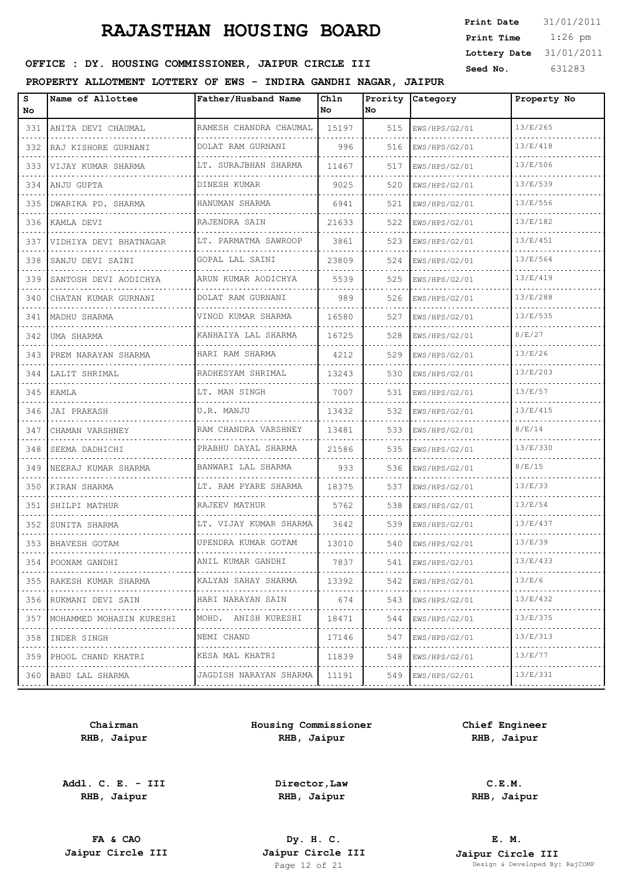# RAJASTHAN HOUSING BOARD

**Print Date** 31/01/2011
**Print Time** 1:26 pm
**Lottery Date** 31/01/2011
**Seed No.** 631283

**OFFICE : DY. HOUSING COMMISSIONER, JAIPUR CIRCLE III**

**PROPERTY ALLOTMENT LOTTERY OF EWS - INDIRA GANDHI NAGAR, JAIPUR**

| S No | Name of Allottee | Father/Husband Name | Chln No | Prority No | Category | Property No |
|---|---|---|---|---|---|---|
| 331 | ANITA DEVI CHAUMAL | RAMESH CHANDRA CHAUMAL | 15197 | 515 | EWS/HPS/G2/01 | 13/E/265 |
| 332 | RAJ KISHORE GURNANI | DOLAT RAM GURNANI | 996 | 516 | EWS/HPS/G2/01 | 13/E/418 |
| 333 | VIJAY KUMAR SHARMA | LT. SURAJBHAN SHARMA | 11467 | 517 | EWS/HPS/G2/01 | 13/E/506 |
| 334 | ANJU GUPTA | DINESH KUMAR | 9025 | 520 | EWS/HPS/G2/01 | 13/E/539 |
| 335 | DWARIKA PD. SHARMA | HANUMAN SHARMA | 6941 | 521 | EWS/HPS/G2/01 | 13/E/556 |
| 336 | KAMLA DEVI | RAJENDRA SAIN | 21633 | 522 | EWS/HPS/G2/01 | 13/E/182 |
| 337 | VIDHIYA DEVI BHATNAGAR | LT. PARMATMA SAWROOP | 3861 | 523 | EWS/HPS/G2/01 | 13/E/451 |
| 338 | SANJU DEVI SAINI | GOPAL LAL SAINI | 23809 | 524 | EWS/HPS/G2/01 | 13/E/564 |
| 339 | SANTOSH DEVI AODICHYA | ARUN KUMAR AODICHYA | 5539 | 525 | EWS/HPS/G2/01 | 13/E/419 |
| 340 | CHATAN KUMAR GURNANI | DOLAT RAM GURNANI | 989 | 526 | EWS/HPS/G2/01 | 13/E/288 |
| 341 | MADHU SHARMA | VINOD KUMAR SHARMA | 16580 | 527 | EWS/HPS/G2/01 | 13/E/535 |
| 342 | UMA SHARMA | KANHAIYA LAL SHARMA | 16725 | 528 | EWS/HPS/G2/01 | 8/E/27 |
| 343 | PREM NARAYAN SHARMA | HARI RAM SHARMA | 4212 | 529 | EWS/HPS/G2/01 | 13/E/26 |
| 344 | LALIT SHRIMAL | RADHESYAM SHRIMAL | 13243 | 530 | EWS/HPS/G2/01 | 13/E/203 |
| 345 | KAMLA | LT. MAN SINGH | 7007 | 531 | EWS/HPS/G2/01 | 13/E/57 |
| 346 | JAI PRAKASH | U.R. MANJU | 13432 | 532 | EWS/HPS/G2/01 | 13/E/415 |
| 347 | CHAMAN VARSHNEY | RAM CHANDRA VARSHNEY | 13481 | 533 | EWS/HPS/G2/01 | 8/E/14 |
| 348 | SEEMA DADHICHI | PRABHU DAYAL SHARMA | 21586 | 535 | EWS/HPS/G2/01 | 13/E/330 |
| 349 | NEERAJ KUMAR SHARMA | BANWARI LAL SHARMA | 933 | 536 | EWS/HPS/G2/01 | 8/E/15 |
| 350 | KIRAN SHARMA | LT. RAM PYARE SHARMA | 18375 | 537 | EWS/HPS/G2/01 | 13/E/33 |
| 351 | SHILPI MATHUR | RAJEEV MATHUR | 5762 | 538 | EWS/HPS/G2/01 | 13/E/54 |
| 352 | SUNITA SHARMA | LT. VIJAY KUMAR SHARMA | 3642 | 539 | EWS/HPS/G2/01 | 13/E/437 |
| 353 | BHAVESH GOTAM | UPENDRA KUMAR GOTAM | 13010 | 540 | EWS/HPS/G2/01 | 13/E/39 |
| 354 | POONAM GANDHI | ANIL KUMAR GANDHI | 7837 | 541 | EWS/HPS/G2/01 | 13/E/433 |
| 355 | RAKESH KUMAR SHARMA | KALYAN SAHAY SHARMA | 13392 | 542 | EWS/HPS/G2/01 | 13/E/6 |
| 356 | RUKMANI DEVI SAIN | HARI NARAYAN SAIN | 674 | 543 | EWS/HPS/G2/01 | 13/E/432 |
| 357 | MOHAMMED MOHASIN KURESHI | MOHD. ANISH KURESHI | 18471 | 544 | EWS/HPS/G2/01 | 13/E/375 |
| 358 | INDER SINGH | NEMI CHAND | 17146 | 547 | EWS/HPS/G2/01 | 13/E/313 |
| 359 | PHOOL CHAND KHATRI | KESA MAL KHATRI | 11839 | 548 | EWS/HPS/G2/01 | 13/E/77 |
| 360 | BABU LAL SHARMA | JAGDISH NARAYAN SHARMA | 11191 | 549 | EWS/HPS/G2/01 | 13/E/331 |

| | | |
|---|---|---|
| **Chairman**<br>**RHB, Jaipur** | **Housing Commissioner**<br>**RHB, Jaipur** | **Chief Engineer**<br>**RHB, Jaipur** |
| **Addl. C. E. - III**<br>**RHB, Jaipur** | **Director,Law**<br>**RHB, Jaipur** | **C.E.M.**<br>**RHB, Jaipur** |
| **FA & CAO**<br>**Jaipur Circle III** | **Dy. H. C.**<br>**Jaipur Circle III** | **E. M.**<br>**Jaipur Circle III** |

Design & Developed By: RajCOMP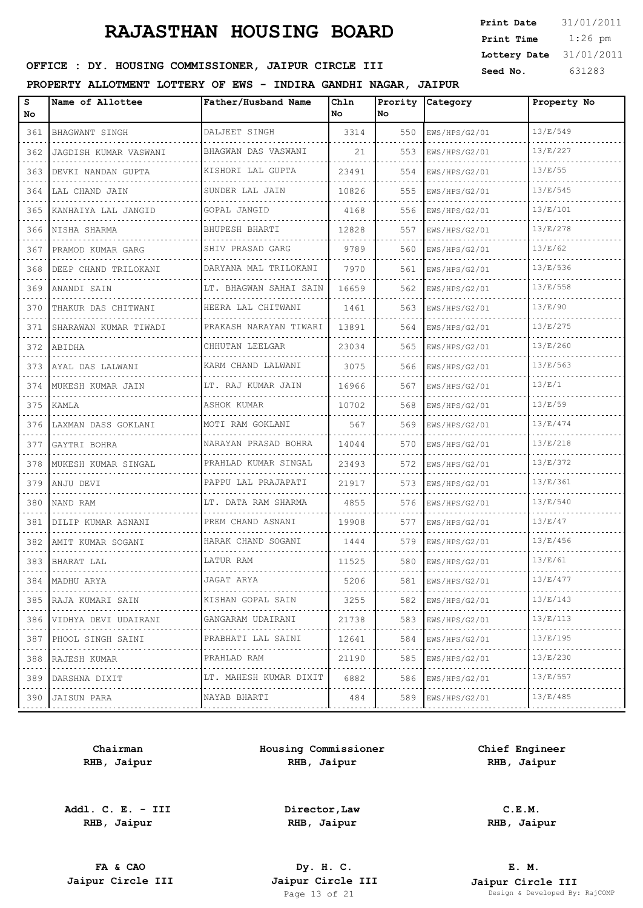# RAJASTHAN HOUSING BOARD

**Print Date** 31/01/2011
**Print Time** 1:26 pm
**Lottery Date** 31/01/2011
**Seed No.** 631283

**OFFICE : DY. HOUSING COMMISSIONER, JAIPUR CIRCLE III**

**PROPERTY ALLOTMENT LOTTERY OF EWS - INDIRA GANDHI NAGAR, JAIPUR**

| S No | Name of Allottee | Father/Husband Name | Chln No | Prority No | Category | Property No |
|---|---|---|---|---|---|---|
| 361 | BHAGWANT SINGH | DALJEET SINGH | 3314 | 550 | EWS/HPS/G2/01 | 13/E/549 |
| 362 | JAGDISH KUMAR VASWANI | BHAGWAN DAS VASWANI | 21 | 553 | EWS/HPS/G2/01 | 13/E/227 |
| 363 | DEVKI NANDAN GUPTA | KISHORI LAL GUPTA | 23491 | 554 | EWS/HPS/G2/01 | 13/E/55 |
| 364 | LAL CHAND JAIN | SUNDER LAL JAIN | 10826 | 555 | EWS/HPS/G2/01 | 13/E/545 |
| 365 | KANHAIYA LAL JANGID | GOPAL JANGID | 4168 | 556 | EWS/HPS/G2/01 | 13/E/101 |
| 366 | NISHA SHARMA | BHUPESH BHARTI | 12828 | 557 | EWS/HPS/G2/01 | 13/E/278 |
| 367 | PRAMOD KUMAR GARG | SHIV PRASAD GARG | 9789 | 560 | EWS/HPS/G2/01 | 13/E/62 |
| 368 | DEEP CHAND TRILOKANI | DARYANA MAL TRILOKANI | 7970 | 561 | EWS/HPS/G2/01 | 13/E/536 |
| 369 | ANANDI SAIN | LT. BHAGWAN SAHAI SAIN | 16659 | 562 | EWS/HPS/G2/01 | 13/E/558 |
| 370 | THAKUR DAS CHITWANI | HEERA LAL CHITWANI | 1461 | 563 | EWS/HPS/G2/01 | 13/E/90 |
| 371 | SHARAWAN KUMAR TIWADI | PRAKASH NARAYAN TIWARI | 13891 | 564 | EWS/HPS/G2/01 | 13/E/275 |
| 372 | ABIDHA | CHHUTAN LEELGAR | 23034 | 565 | EWS/HPS/G2/01 | 13/E/260 |
| 373 | AYAL DAS LALWANI | KARM CHAND LALWANI | 3075 | 566 | EWS/HPS/G2/01 | 13/E/563 |
| 374 | MUKESH KUMAR JAIN | LT. RAJ KUMAR JAIN | 16966 | 567 | EWS/HPS/G2/01 | 13/E/1 |
| 375 | KAMLA | ASHOK KUMAR | 10702 | 568 | EWS/HPS/G2/01 | 13/E/59 |
| 376 | LAXMAN DASS GOKLANI | MOTI RAM GOKLANI | 567 | 569 | EWS/HPS/G2/01 | 13/E/474 |
| 377 | GAYTRI BOHRA | NARAYAN PRASAD BOHRA | 14044 | 570 | EWS/HPS/G2/01 | 13/E/218 |
| 378 | MUKESH KUMAR SINGAL | PRAHLAD KUMAR SINGAL | 23493 | 572 | EWS/HPS/G2/01 | 13/E/372 |
| 379 | ANJU DEVI | PAPPU LAL PRAJAPATI | 21917 | 573 | EWS/HPS/G2/01 | 13/E/361 |
| 380 | NAND RAM | LT. DATA RAM SHARMA | 4855 | 576 | EWS/HPS/G2/01 | 13/E/540 |
| 381 | DILIP KUMAR ASNANI | PREM CHAND ASNANI | 19908 | 577 | EWS/HPS/G2/01 | 13/E/47 |
| 382 | AMIT KUMAR SOGANI | HARAK CHAND SOGANI | 1444 | 579 | EWS/HPS/G2/01 | 13/E/456 |
| 383 | BHARAT LAL | LATUR RAM | 11525 | 580 | EWS/HPS/G2/01 | 13/E/61 |
| 384 | MADHU ARYA | JAGAT ARYA | 5206 | 581 | EWS/HPS/G2/01 | 13/E/477 |
| 385 | RAJA KUMARI SAIN | KISHAN GOPAL SAIN | 3255 | 582 | EWS/HPS/G2/01 | 13/E/143 |
| 386 | VIDHYA DEVI UDAIRANI | GANGARAM UDAIRANI | 21738 | 583 | EWS/HPS/G2/01 | 13/E/113 |
| 387 | PHOOL SINGH SAINI | PRABHATI LAL SAINI | 12641 | 584 | EWS/HPS/G2/01 | 13/E/195 |
| 388 | RAJESH KUMAR | PRAHLAD RAM | 21190 | 585 | EWS/HPS/G2/01 | 13/E/230 |
| 389 | DARSHNA DIXIT | LT. MAHESH KUMAR DIXIT | 6882 | 586 | EWS/HPS/G2/01 | 13/E/557 |
| 390 | JAISUN PARA | NAYAB BHARTI | 484 | 589 | EWS/HPS/G2/01 | 13/E/485 |

| | | |
|---|---|---|
| **Chairman**<br>**RHB, Jaipur** | **Housing Commissioner**<br>**RHB, Jaipur** | **Chief Engineer**<br>**RHB, Jaipur** |
| **Addl. C. E. - III**<br>**RHB, Jaipur** | **Director,Law**<br>**RHB, Jaipur** | **C.E.M.**<br>**RHB, Jaipur** |
| **FA & CAO**<br>**Jaipur Circle III** | **Dy. H. C.**<br>**Jaipur Circle III** | **E. M.**<br>**Jaipur Circle III** |

Design & Developed By: RajCOMP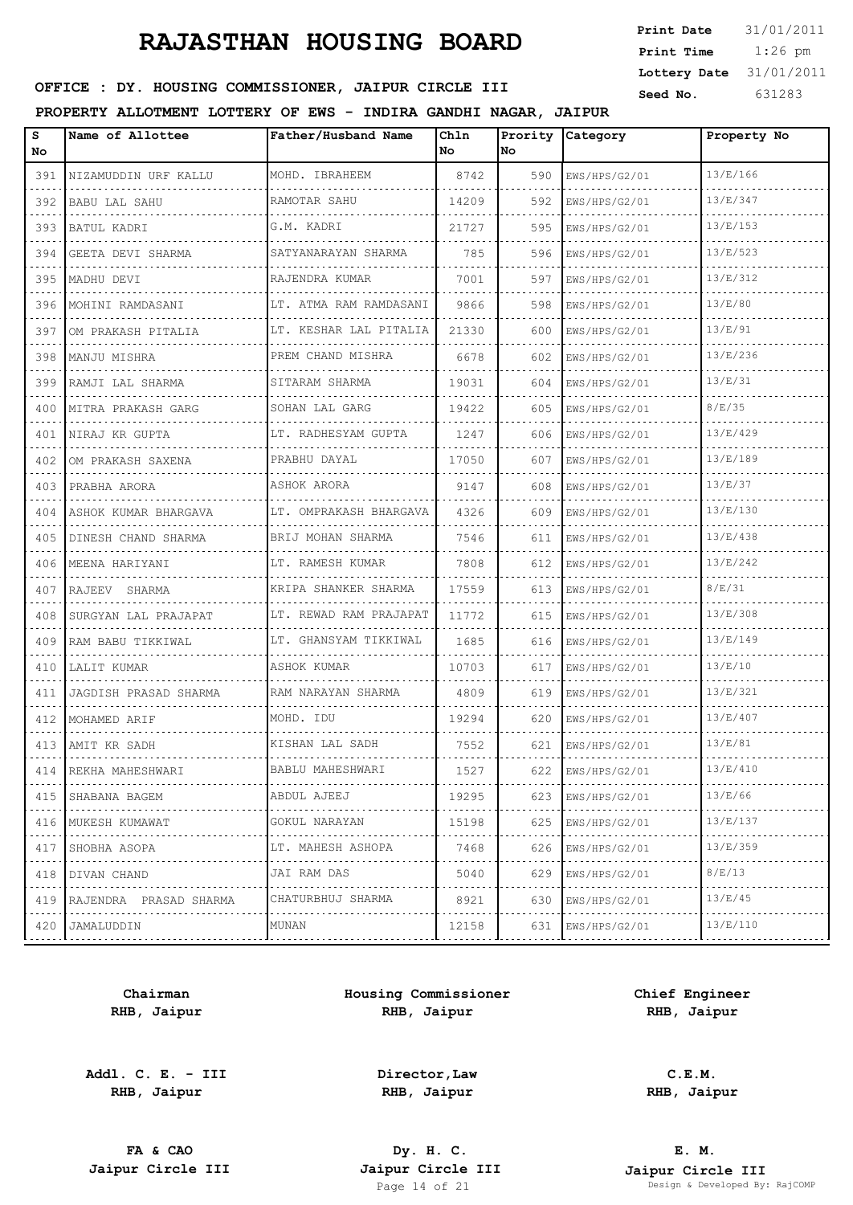# RAJASTHAN HOUSING BOARD

**Print Date** 31/01/2011
**Print Time** 1:26 pm
**Lottery Date** 31/01/2011
**Seed No.** 631283

**OFFICE : DY. HOUSING COMMISSIONER, JAIPUR CIRCLE III**

**PROPERTY ALLOTMENT LOTTERY OF EWS - INDIRA GANDHI NAGAR, JAIPUR**

| S No | Name of Allottee | Father/Husband Name | Chln No | Prority No | Category | Property No |
|---|---|---|---|---|---|---|
| 391 | NIZAMUDDIN URF KALLU | MOHD. IBRAHEEM | 8742 | 590 | EWS/HPS/G2/01 | 13/E/166 |
| 392 | BABU LAL SAHU | RAMOTAR SAHU | 14209 | 592 | EWS/HPS/G2/01 | 13/E/347 |
| 393 | BATUL KADRI | G.M. KADRI | 21727 | 595 | EWS/HPS/G2/01 | 13/E/153 |
| 394 | GEETA DEVI SHARMA | SATYANARAYAN SHARMA | 785 | 596 | EWS/HPS/G2/01 | 13/E/523 |
| 395 | MADHU DEVI | RAJENDRA KUMAR | 7001 | 597 | EWS/HPS/G2/01 | 13/E/312 |
| 396 | MOHINI RAMDASANI | LT. ATMA RAM RAMDASANI | 9866 | 598 | EWS/HPS/G2/01 | 13/E/80 |
| 397 | OM PRAKASH PITALIA | LT. KESHAR LAL PITALIA | 21330 | 600 | EWS/HPS/G2/01 | 13/E/91 |
| 398 | MANJU MISHRA | PREM CHAND MISHRA | 6678 | 602 | EWS/HPS/G2/01 | 13/E/236 |
| 399 | RAMJI LAL SHARMA | SITARAM SHARMA | 19031 | 604 | EWS/HPS/G2/01 | 13/E/31 |
| 400 | MITRA PRAKASH GARG | SOHAN LAL GARG | 19422 | 605 | EWS/HPS/G2/01 | 8/E/35 |
| 401 | NIRAJ KR GUPTA | LT. RADHESYAM GUPTA | 1247 | 606 | EWS/HPS/G2/01 | 13/E/429 |
| 402 | OM PRAKASH SAXENA | PRABHU DAYAL | 17050 | 607 | EWS/HPS/G2/01 | 13/E/189 |
| 403 | PRABHA ARORA | ASHOK ARORA | 9147 | 608 | EWS/HPS/G2/01 | 13/E/37 |
| 404 | ASHOK KUMAR BHARGAVA | LT. OMPRAKASH BHARGAVA | 4326 | 609 | EWS/HPS/G2/01 | 13/E/130 |
| 405 | DINESH CHAND SHARMA | BRIJ MOHAN SHARMA | 7546 | 611 | EWS/HPS/G2/01 | 13/E/438 |
| 406 | MEENA HARIYANI | LT. RAMESH KUMAR | 7808 | 612 | EWS/HPS/G2/01 | 13/E/242 |
| 407 | RAJEEV SHARMA | KRIPA SHANKER SHARMA | 17559 | 613 | EWS/HPS/G2/01 | 8/E/31 |
| 408 | SURGYAN LAL PRAJAPAT | LT. REWAD RAM PRAJAPAT | 11772 | 615 | EWS/HPS/G2/01 | 13/E/308 |
| 409 | RAM BABU TIKKIWAL | LT. GHANSYAM TIKKIWAL | 1685 | 616 | EWS/HPS/G2/01 | 13/E/149 |
| 410 | LALIT KUMAR | ASHOK KUMAR | 10703 | 617 | EWS/HPS/G2/01 | 13/E/10 |
| 411 | JAGDISH PRASAD SHARMA | RAM NARAYAN SHARMA | 4809 | 619 | EWS/HPS/G2/01 | 13/E/321 |
| 412 | MOHAMED ARIF | MOHD. IDU | 19294 | 620 | EWS/HPS/G2/01 | 13/E/407 |
| 413 | AMIT KR SADH | KISHAN LAL SADH | 7552 | 621 | EWS/HPS/G2/01 | 13/E/81 |
| 414 | REKHA MAHESHWARI | BABLU MAHESHWARI | 1527 | 622 | EWS/HPS/G2/01 | 13/E/410 |
| 415 | SHABANA BAGEM | ABDUL AJEEJ | 19295 | 623 | EWS/HPS/G2/01 | 13/E/66 |
| 416 | MUKESH KUMAWAT | GOKUL NARAYAN | 15198 | 625 | EWS/HPS/G2/01 | 13/E/137 |
| 417 | SHOBHA ASOPA | LT. MAHESH ASHOPA | 7468 | 626 | EWS/HPS/G2/01 | 13/E/359 |
| 418 | DIVAN CHAND | JAI RAM DAS | 5040 | 629 | EWS/HPS/G2/01 | 8/E/13 |
| 419 | RAJENDRA PRASAD SHARMA | CHATURBHUJ SHARMA | 8921 | 630 | EWS/HPS/G2/01 | 13/E/45 |
| 420 | JAMALUDDIN | MUNAN | 12158 | 631 | EWS/HPS/G2/01 | 13/E/110 |

**Chairman**
**RHB, Jaipur**

**Housing Commissioner**
**RHB, Jaipur**

**Chief Engineer**
**RHB, Jaipur**

**Addl. C. E. - III**
**RHB, Jaipur**

**Director,Law**
**RHB, Jaipur**

**C.E.M.**
**RHB, Jaipur**

**FA & CAO**
**Jaipur Circle III**

**Dy. H. C.**
**Jaipur Circle III**

**E. M.**
**Jaipur Circle III**

Design & Developed By: RajCOMP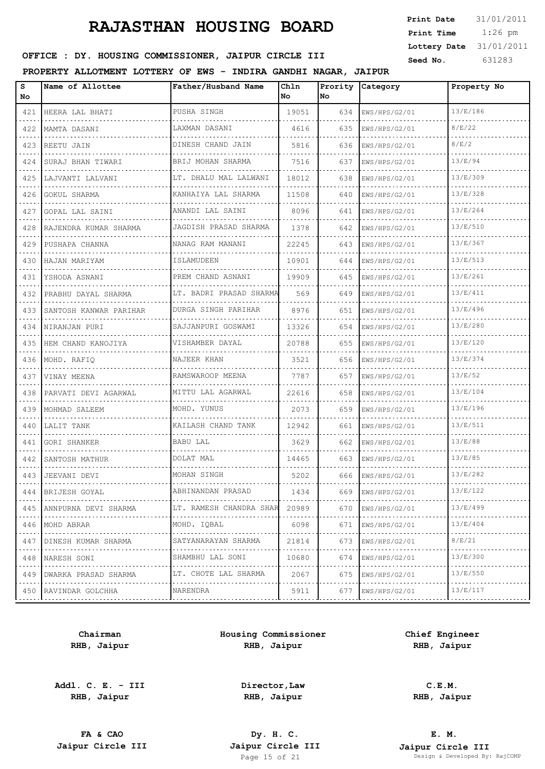# RAJASTHAN HOUSING BOARD

**Print Date** 31/01/2011
**Print Time** 1:26 pm
**Lottery Date** 31/01/2011
**Seed No.** 631283

**OFFICE : DY. HOUSING COMMISSIONER, JAIPUR CIRCLE III**

**PROPERTY ALLOTMENT LOTTERY OF EWS - INDIRA GANDHI NAGAR, JAIPUR**

| S No | Name of Allottee | Father/Husband Name | Chln No | Prority No | Category | Property No |
|---|---|---|---|---|---|---|
| 421 | HEERA LAL BHATI | PUSHA SINGH | 19051 | 634 | EWS/HPS/G2/01 | 13/E/186 |
| 422 | MAMTA DASANI | LAXMAN DASANI | 4616 | 635 | EWS/HPS/G2/01 | 8/E/22 |
| 423 | REETU JAIN | DINESH CHAND JAIN | 5816 | 636 | EWS/HPS/G2/01 | 8/E/2 |
| 424 | SURAJ BHAN TIWARI | BRIJ MOHAN SHARMA | 7516 | 637 | EWS/HPS/G2/01 | 13/E/94 |
| 425 | LAJVANTI LALVANI | LT. DHALU MAL LALWANI | 18012 | 638 | EWS/HPS/G2/01 | 13/E/309 |
| 426 | GOKUL SHARMA | KANHAIYA LAL SHARMA | 11508 | 640 | EWS/HPS/G2/01 | 13/E/328 |
| 427 | GOPAL LAL SAINI | ANANDI LAL SAINI | 8096 | 641 | EWS/HPS/G2/01 | 13/E/264 |
| 428 | RAJENDRA KUMAR SHARMA | JAGDISH PRASAD SHARMA | 1378 | 642 | EWS/HPS/G2/01 | 13/E/510 |
| 429 | PUSHAPA CHANNA | NANAG RAM MANANI | 22245 | 643 | EWS/HPS/G2/01 | 13/E/367 |
| 430 | HAJAN MARIYAM | ISLAMUDEEN | 10901 | 644 | EWS/HPS/G2/01 | 13/E/513 |
| 431 | YSHODA ASNANI | PREM CHAND ASNANI | 19909 | 645 | EWS/HPS/G2/01 | 13/E/261 |
| 432 | PRABHU DAYAL SHARMA | LT. BADRI PRASAD SHARMA | 569 | 649 | EWS/HPS/G2/01 | 13/E/411 |
| 433 | SANTOSH KANWAR PARIHAR | DURGA SINGH PARIHAR | 8976 | 651 | EWS/HPS/G2/01 | 13/E/496 |
| 434 | NIRANJAN PURI | SAJJANPURI GOSWAMI | 13326 | 654 | EWS/HPS/G2/01 | 13/E/280 |
| 435 | HEM CHAND KANOJIYA | VISHAMBER DAYAL | 20788 | 655 | EWS/HPS/G2/01 | 13/E/120 |
| 436 | MOHD. RAFIQ | NAJEER KHAN | 3521 | 656 | EWS/HPS/G2/01 | 13/E/374 |
| 437 | VINAY MEENA | RAMSWAROOP MEENA | 7787 | 657 | EWS/HPS/G2/01 | 13/E/52 |
| 438 | PARVATI DEVI AGARWAL | MITTU LAL AGARWAL | 22616 | 658 | EWS/HPS/G2/01 | 13/E/104 |
| 439 | MOHMAD SALEEM | MOHD. YUNUS | 2073 | 659 | EWS/HPS/G2/01 | 13/E/196 |
| 440 | LALIT TANK | KAILASH CHAND TANK | 12942 | 661 | EWS/HPS/G2/01 | 13/E/511 |
| 441 | GORI SHANKER | BABU LAL | 3629 | 662 | EWS/HPS/G2/01 | 13/E/88 |
| 442 | SANTOSH MATHUR | DOLAT MAL | 14465 | 663 | EWS/HPS/G2/01 | 13/E/85 |
| 443 | JEEVANI DEVI | MOHAN SINGH | 5202 | 666 | EWS/HPS/G2/01 | 13/E/282 |
| 444 | BRIJESH GOYAL | ABHINANDAN PRASAD | 1434 | 669 | EWS/HPS/G2/01 | 13/E/122 |
| 445 | ANNPURNA DEVI SHARMA | LT. RAMESH CHANDRA SHAR | 20989 | 670 | EWS/HPS/G2/01 | 13/E/499 |
| 446 | MOHD ABRAR | MOHD. IQBAL | 6098 | 671 | EWS/HPS/G2/01 | 13/E/404 |
| 447 | DINESH KUMAR SHARMA | SATYANARAYAN SHARMA | 21814 | 673 | EWS/HPS/G2/01 | 8/E/21 |
| 448 | NARESH SONI | SHAMBHU LAL SONI | 10680 | 674 | EWS/HPS/G2/01 | 13/E/300 |
| 449 | DWARKA PRASAD SHARMA | LT. CHOTE LAL SHARMA | 2067 | 675 | EWS/HPS/G2/01 | 13/E/550 |
| 450 | RAVINDAR GOLCHHA | NARENDRA | 5911 | 677 | EWS/HPS/G2/01 | 13/E/117 |

**Chairman**
**RHB, Jaipur**

**Housing Commissioner**
**RHB, Jaipur**

**Chief Engineer**
**RHB, Jaipur**

**Addl. C. E. - III**
**RHB, Jaipur**

**Director,Law**
**RHB, Jaipur**

**C.E.M.**
**RHB, Jaipur**

**FA & CAO**
**Jaipur Circle III**

**Dy. H. C.**
**Jaipur Circle III**

**E. M.**
**Jaipur Circle III**

Design & Developed By: RajCOMP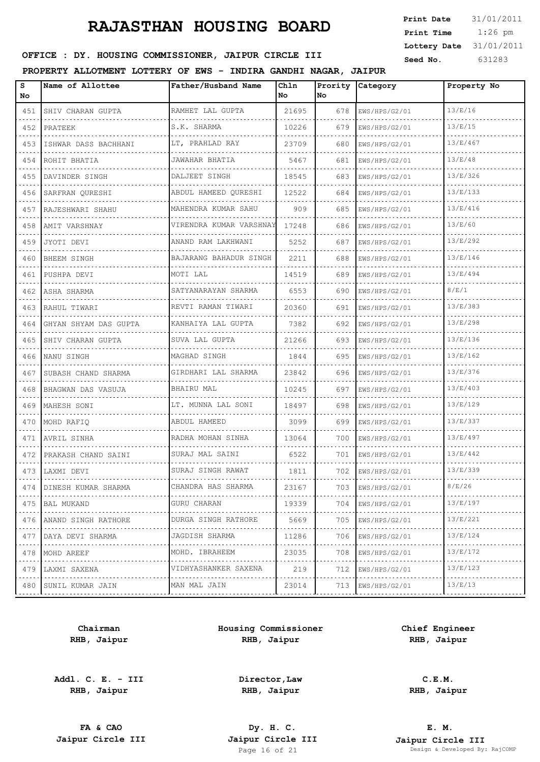# RAJASTHAN HOUSING BOARD

**Print Date** 31/01/2011
**Print Time** 1:26 pm
**Lottery Date** 31/01/2011
**Seed No.** 631283

**OFFICE : DY. HOUSING COMMISSIONER, JAIPUR CIRCLE III**

**PROPERTY ALLOTMENT LOTTERY OF EWS - INDIRA GANDHI NAGAR, JAIPUR**

| S No | Name of Allottee | Father/Husband Name | Chln No | Prority No | Category | Property No |
|---|---|---|---|---|---|---|
| 451 | SHIV CHARAN GUPTA | RAMHET LAL GUPTA | 21695 | 678 | EWS/HPS/G2/01 | 13/E/16 |
| 452 | PRATEEK | S.K. SHARMA | 10226 | 679 | EWS/HPS/G2/01 | 13/E/15 |
| 453 | ISHWAR DASS BACHHANI | LT, PRAHLAD RAY | 23709 | 680 | EWS/HPS/G2/01 | 13/E/467 |
| 454 | ROHIT BHATIA | JAWAHAR BHATIA | 5467 | 681 | EWS/HPS/G2/01 | 13/E/48 |
| 455 | DAVINDER SINGH | DALJEET SINGH | 18545 | 683 | EWS/HPS/G2/01 | 13/E/326 |
| 456 | SARFRAN QURESHI | ABDUL HAMEED QURESHI | 12522 | 684 | EWS/HPS/G2/01 | 13/E/133 |
| 457 | RAJESHWARI SHAHU | MAHENDRA KUMAR SAHU | 909 | 685 | EWS/HPS/G2/01 | 13/E/416 |
| 458 | AMIT VARSHNAY | VIRENDRA KUMAR VARSHNAY | 17248 | 686 | EWS/HPS/G2/01 | 13/E/60 |
| 459 | JYOTI DEVI | ANAND RAM LAKHWANI | 5252 | 687 | EWS/HPS/G2/01 | 13/E/292 |
| 460 | BHEEM SINGH | BAJARANG BAHADUR SINGH | 2211 | 688 | EWS/HPS/G2/01 | 13/E/146 |
| 461 | PUSHPA DEVI | MOTI LAL | 14519 | 689 | EWS/HPS/G2/01 | 13/E/494 |
| 462 | ASHA SHARMA | SATYANARAYAN SHARMA | 6553 | 690 | EWS/HPS/G2/01 | 8/E/1 |
| 463 | RAHUL TIWARI | REVTI RAMAN TIWARI | 20360 | 691 | EWS/HPS/G2/01 | 13/E/383 |
| 464 | GHYAN SHYAM DAS GUPTA | KANHAIYA LAL GUPTA | 7382 | 692 | EWS/HPS/G2/01 | 13/E/298 |
| 465 | SHIV CHARAN GUPTA | SUVA LAL GUPTA | 21266 | 693 | EWS/HPS/G2/01 | 13/E/136 |
| 466 | NANU SINGH | MAGHAD SINGH | 1844 | 695 | EWS/HPS/G2/01 | 13/E/162 |
| 467 | SUBASH CHAND SHARMA | GIRDHARI LAL SHARMA | 23842 | 696 | EWS/HPS/G2/01 | 13/E/376 |
| 468 | BHAGWAN DAS VASUJA | BHAIRU MAL | 10245 | 697 | EWS/HPS/G2/01 | 13/E/403 |
| 469 | MAHESH SONI | LT. MUNNA LAL SONI | 18497 | 698 | EWS/HPS/G2/01 | 13/E/129 |
| 470 | MOHD RAFIQ | ABDUL HAMEED | 3099 | 699 | EWS/HPS/G2/01 | 13/E/337 |
| 471 | AVRIL SINHA | RADHA MOHAN SINHA | 13064 | 700 | EWS/HPS/G2/01 | 13/E/497 |
| 472 | PRAKASH CHAND SAINI | SURAJ MAL SAINI | 6522 | 701 | EWS/HPS/G2/01 | 13/E/442 |
| 473 | LAXMI DEVI | SURAJ SINGH RAWAT | 1811 | 702 | EWS/HPS/G2/01 | 13/E/339 |
| 474 | DINESH KUMAR SHARMA | CHANDRA HAS SHARMA | 23167 | 703 | EWS/HPS/G2/01 | 8/E/26 |
| 475 | BAL MUKAND | GURU CHARAN | 19339 | 704 | EWS/HPS/G2/01 | 13/E/197 |
| 476 | ANAND SINGH RATHORE | DURGA SINGH RATHORE | 5669 | 705 | EWS/HPS/G2/01 | 13/E/221 |
| 477 | DAYA DEVI SHARMA | JAGDISH SHARMA | 11286 | 706 | EWS/HPS/G2/01 | 13/E/124 |
| 478 | MOHD AREEF | MOHD. IBRAHEEM | 23035 | 708 | EWS/HPS/G2/01 | 13/E/172 |
| 479 | LAXMI SAXENA | VIDHYASHANKER SAXENA | 219 | 712 | EWS/HPS/G2/01 | 13/E/123 |
| 480 | SUNIL KUMAR JAIN | MAN MAL JAIN | 23014 | 713 | EWS/HPS/G2/01 | 13/E/13 |

| | | |
|---|---|---|
| **Chairman**<br>**RHB, Jaipur** | **Housing Commissioner**<br>**RHB, Jaipur** | **Chief Engineer**<br>**RHB, Jaipur** |
| **Addl. C. E. - III**<br>**RHB, Jaipur** | **Director,Law**<br>**RHB, Jaipur** | **C.E.M.**<br>**RHB, Jaipur** |
| **FA & CAO**<br>**Jaipur Circle III** | **Dy. H. C.**<br>**Jaipur Circle III** | **E. M.**<br>**Jaipur Circle III** |

Design & Developed By: RajCOMP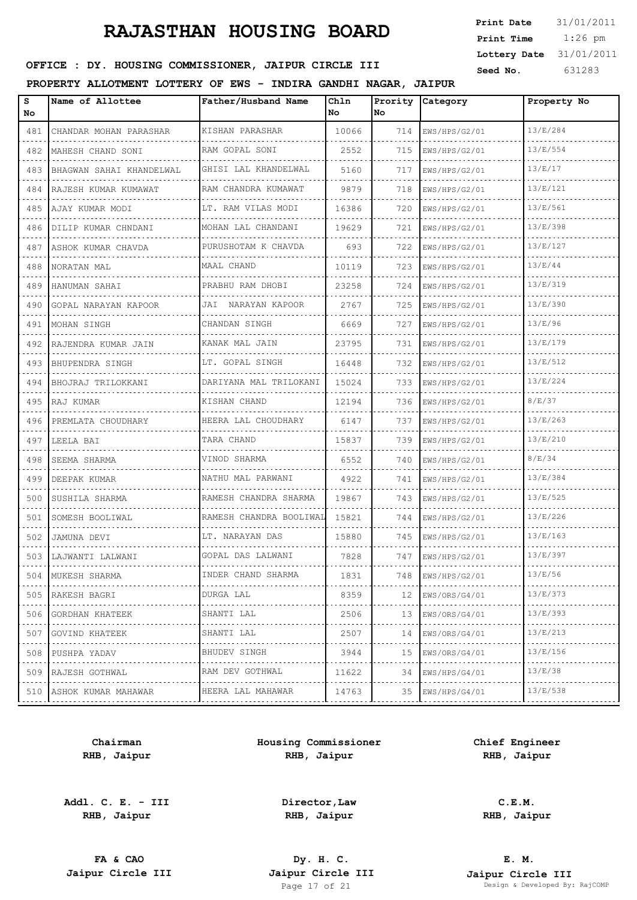# RAJASTHAN HOUSING BOARD

**Print Date** 31/01/2011
**Print Time** 1:26 pm
**Lottery Date** 31/01/2011
**Seed No.** 631283

**OFFICE : DY. HOUSING COMMISSIONER, JAIPUR CIRCLE III**

**PROPERTY ALLOTMENT LOTTERY OF EWS - INDIRA GANDHI NAGAR, JAIPUR**

| S No | Name of Allottee | Father/Husband Name | Chln No | Prority No | Category | Property No |
|---|---|---|---|---|---|---|
| 481 | CHANDAR MOHAN PARASHAR | KISHAN PARASHAR | 10066 | 714 | EWS/HPS/G2/01 | 13/E/284 |
| 482 | MAHESH CHAND SONI | RAM GOPAL SONI | 2552 | 715 | EWS/HPS/G2/01 | 13/E/554 |
| 483 | BHAGWAN SAHAI KHANDELWAL | GHISI LAL KHANDELWAL | 5160 | 717 | EWS/HPS/G2/01 | 13/E/17 |
| 484 | RAJESH KUMAR KUMAWAT | RAM CHANDRA KUMAWAT | 9879 | 718 | EWS/HPS/G2/01 | 13/E/121 |
| 485 | AJAY KUMAR MODI | LT. RAM VILAS MODI | 16386 | 720 | EWS/HPS/G2/01 | 13/E/561 |
| 486 | DILIP KUMAR CHNDANI | MOHAN LAL CHANDANI | 19629 | 721 | EWS/HPS/G2/01 | 13/E/398 |
| 487 | ASHOK KUMAR CHAVDA | PURUSHOTAM K CHAVDA | 693 | 722 | EWS/HPS/G2/01 | 13/E/127 |
| 488 | NORATAN MAL | MAAL CHAND | 10119 | 723 | EWS/HPS/G2/01 | 13/E/44 |
| 489 | HANUMAN SAHAI | PRABHU RAM DHOBI | 23258 | 724 | EWS/HPS/G2/01 | 13/E/319 |
| 490 | GOPAL NARAYAN KAPOOR | JAI NARAYAN KAPOOR | 2767 | 725 | EWS/HPS/G2/01 | 13/E/390 |
| 491 | MOHAN SINGH | CHANDAN SINGH | 6669 | 727 | EWS/HPS/G2/01 | 13/E/96 |
| 492 | RAJENDRA KUMAR JAIN | KANAK MAL JAIN | 23795 | 731 | EWS/HPS/G2/01 | 13/E/179 |
| 493 | BHUPENDRA SINGH | LT. GOPAL SINGH | 16448 | 732 | EWS/HPS/G2/01 | 13/E/512 |
| 494 | BHOJRAJ TRILOKKANI | DARIYANA MAL TRILOKANI | 15024 | 733 | EWS/HPS/G2/01 | 13/E/224 |
| 495 | RAJ KUMAR | KISHAN CHAND | 12194 | 736 | EWS/HPS/G2/01 | 8/E/37 |
| 496 | PREMLATA CHOUDHARY | HEERA LAL CHOUDHARY | 6147 | 737 | EWS/HPS/G2/01 | 13/E/263 |
| 497 | LEELA BAI | TARA CHAND | 15837 | 739 | EWS/HPS/G2/01 | 13/E/210 |
| 498 | SEEMA SHARMA | VINOD SHARMA | 6552 | 740 | EWS/HPS/G2/01 | 8/E/34 |
| 499 | DEEPAK KUMAR | NATHU MAL PARWANI | 4922 | 741 | EWS/HPS/G2/01 | 13/E/384 |
| 500 | SUSHILA SHARMA | RAMESH CHANDRA SHARMA | 19867 | 743 | EWS/HPS/G2/01 | 13/E/525 |
| 501 | SOMESH BOOLIWAL | RAMESH CHANDRA BOOLIWAL | 15821 | 744 | EWS/HPS/G2/01 | 13/E/226 |
| 502 | JAMUNA DEVI | LT. NARAYAN DAS | 15880 | 745 | EWS/HPS/G2/01 | 13/E/163 |
| 503 | LAJWANTI LALWANI | GOPAL DAS LALWANI | 7828 | 747 | EWS/HPS/G2/01 | 13/E/397 |
| 504 | MUKESH SHARMA | INDER CHAND SHARMA | 1831 | 748 | EWS/HPS/G2/01 | 13/E/56 |
| 505 | RAKESH BAGRI | DURGA LAL | 8359 | 12 | EWS/ORS/G4/01 | 13/E/373 |
| 506 | GORDHAN KHATEEK | SHANTI LAL | 2506 | 13 | EWS/ORS/G4/01 | 13/E/393 |
| 507 | GOVIND KHATEEK | SHANTI LAL | 2507 | 14 | EWS/ORS/G4/01 | 13/E/213 |
| 508 | PUSHPA YADAV | BHUDEV SINGH | 3944 | 15 | EWS/ORS/G4/01 | 13/E/156 |
| 509 | RAJESH GOTHWAL | RAM DEV GOTHWAL | 11622 | 34 | EWS/HPS/G4/01 | 13/E/38 |
| 510 | ASHOK KUMAR MAHAWAR | HEERA LAL MAHAWAR | 14763 | 35 | EWS/HPS/G4/01 | 13/E/538 |

| | | |
|---|---|---|
| **Chairman**<br>**RHB, Jaipur** | **Housing Commissioner**<br>**RHB, Jaipur** | **Chief Engineer**<br>**RHB, Jaipur** |
| **Addl. C. E. - III**<br>**RHB, Jaipur** | **Director,Law**<br>**RHB, Jaipur** | **C.E.M.**<br>**RHB, Jaipur** |
| **FA & CAO**<br>**Jaipur Circle III** | **Dy. H. C.**<br>**Jaipur Circle III** | **E. M.**<br>**Jaipur Circle III** |

Design & Developed By: RajCOMP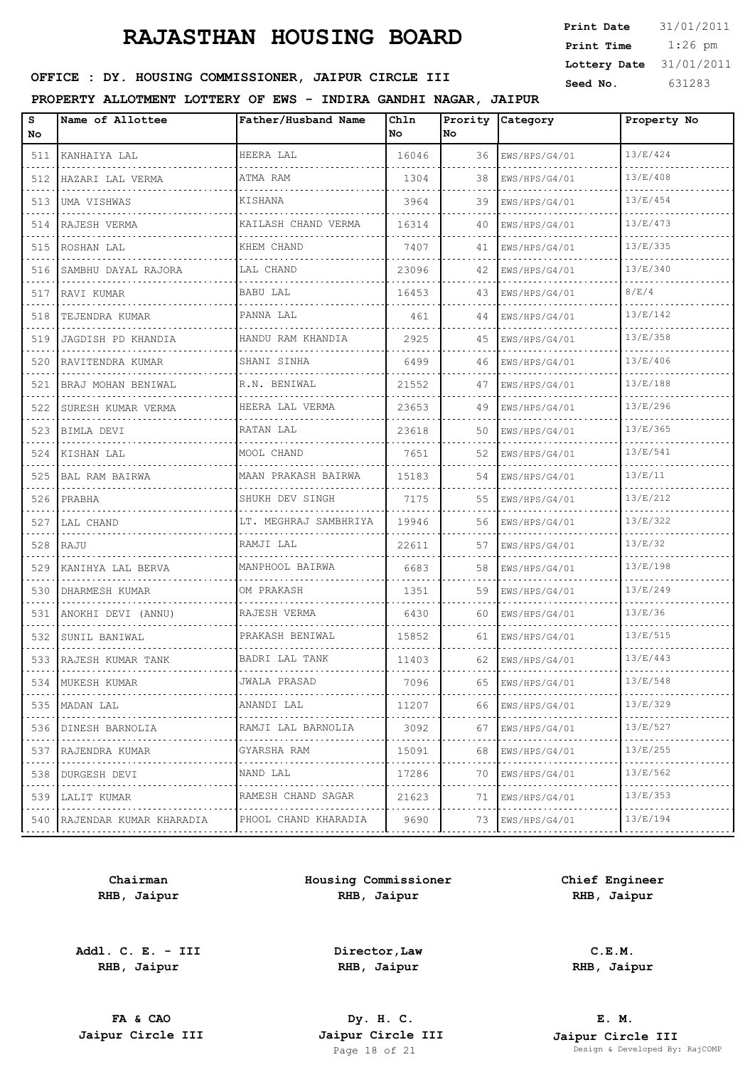# RAJASTHAN HOUSING BOARD

**Print Date** 31/01/2011
**Print Time** 1:26 pm
**Lottery Date** 31/01/2011
**Seed No.** 631283

**OFFICE : DY. HOUSING COMMISSIONER, JAIPUR CIRCLE III**

**PROPERTY ALLOTMENT LOTTERY OF EWS - INDIRA GANDHI NAGAR, JAIPUR**

| S No | Name of Allottee | Father/Husband Name | Chln No | Prority No | Category | Property No |
|---|---|---|---|---|---|---|
| 511 | KANHAIYA LAL | HEERA LAL | 16046 | 36 | EWS/HPS/G4/01 | 13/E/424 |
| 512 | HAZARI LAL VERMA | ATMA RAM | 1304 | 38 | EWS/HPS/G4/01 | 13/E/408 |
| 513 | UMA VISHWAS | KISHANA | 3964 | 39 | EWS/HPS/G4/01 | 13/E/454 |
| 514 | RAJESH VERMA | KAILASH CHAND VERMA | 16314 | 40 | EWS/HPS/G4/01 | 13/E/473 |
| 515 | ROSHAN LAL | KHEM CHAND | 7407 | 41 | EWS/HPS/G4/01 | 13/E/335 |
| 516 | SAMBHU DAYAL RAJORA | LAL CHAND | 23096 | 42 | EWS/HPS/G4/01 | 13/E/340 |
| 517 | RAVI KUMAR | BABU LAL | 16453 | 43 | EWS/HPS/G4/01 | 8/E/4 |
| 518 | TEJENDRA KUMAR | PANNA LAL | 461 | 44 | EWS/HPS/G4/01 | 13/E/142 |
| 519 | JAGDISH PD KHANDIA | HANDU RAM KHANDIA | 2925 | 45 | EWS/HPS/G4/01 | 13/E/358 |
| 520 | RAVITENDRA KUMAR | SHANI SINHA | 6499 | 46 | EWS/HPS/G4/01 | 13/E/406 |
| 521 | BRAJ MOHAN BENIWAL | R.N. BENIWAL | 21552 | 47 | EWS/HPS/G4/01 | 13/E/188 |
| 522 | SURESH KUMAR VERMA | HEERA LAL VERMA | 23653 | 49 | EWS/HPS/G4/01 | 13/E/296 |
| 523 | BIMLA DEVI | RATAN LAL | 23618 | 50 | EWS/HPS/G4/01 | 13/E/365 |
| 524 | KISHAN LAL | MOOL CHAND | 7651 | 52 | EWS/HPS/G4/01 | 13/E/541 |
| 525 | BAL RAM BAIRWA | MAAN PRAKASH BAIRWA | 15183 | 54 | EWS/HPS/G4/01 | 13/E/11 |
| 526 | PRABHA | SHUKH DEV SINGH | 7175 | 55 | EWS/HPS/G4/01 | 13/E/212 |
| 527 | LAL CHAND | LT. MEGHRAJ SAMBHRIYA | 19946 | 56 | EWS/HPS/G4/01 | 13/E/322 |
| 528 | RAJU | RAMJI LAL | 22611 | 57 | EWS/HPS/G4/01 | 13/E/32 |
| 529 | KANIHYA LAL BERVA | MANPHOOL BAIRWA | 6683 | 58 | EWS/HPS/G4/01 | 13/E/198 |
| 530 | DHARMESH KUMAR | OM PRAKASH | 1351 | 59 | EWS/HPS/G4/01 | 13/E/249 |
| 531 | ANOKHI DEVI (ANNU) | RAJESH VERMA | 6430 | 60 | EWS/HPS/G4/01 | 13/E/36 |
| 532 | SUNIL BANIWAL | PRAKASH BENIWAL | 15852 | 61 | EWS/HPS/G4/01 | 13/E/515 |
| 533 | RAJESH KUMAR TANK | BADRI LAL TANK | 11403 | 62 | EWS/HPS/G4/01 | 13/E/443 |
| 534 | MUKESH KUMAR | JWALA PRASAD | 7096 | 65 | EWS/HPS/G4/01 | 13/E/548 |
| 535 | MADAN LAL | ANANDI LAL | 11207 | 66 | EWS/HPS/G4/01 | 13/E/329 |
| 536 | DINESH BARNOLIA | RAMJI LAL BARNOLIA | 3092 | 67 | EWS/HPS/G4/01 | 13/E/527 |
| 537 | RAJENDRA KUMAR | GYARSHA RAM | 15091 | 68 | EWS/HPS/G4/01 | 13/E/255 |
| 538 | DURGESH DEVI | NAND LAL | 17286 | 70 | EWS/HPS/G4/01 | 13/E/562 |
| 539 | LALIT KUMAR | RAMESH CHAND SAGAR | 21623 | 71 | EWS/HPS/G4/01 | 13/E/353 |
| 540 | RAJENDAR KUMAR KHARADIA | PHOOL CHAND KHARADIA | 9690 | 73 | EWS/HPS/G4/01 | 13/E/194 |

| | | |
|---|---|---|
| **Chairman** RHB, Jaipur | **Housing Commissioner** RHB, Jaipur | **Chief Engineer** RHB, Jaipur |
| **Addl. C. E. - III** RHB, Jaipur | **Director,Law** RHB, Jaipur | **C.E.M.** RHB, Jaipur |
| **FA & CAO** Jaipur Circle III | **Dy. H. C.** Jaipur Circle III | **E. M.** Jaipur Circle III |

Design & Developed By: RajCOMP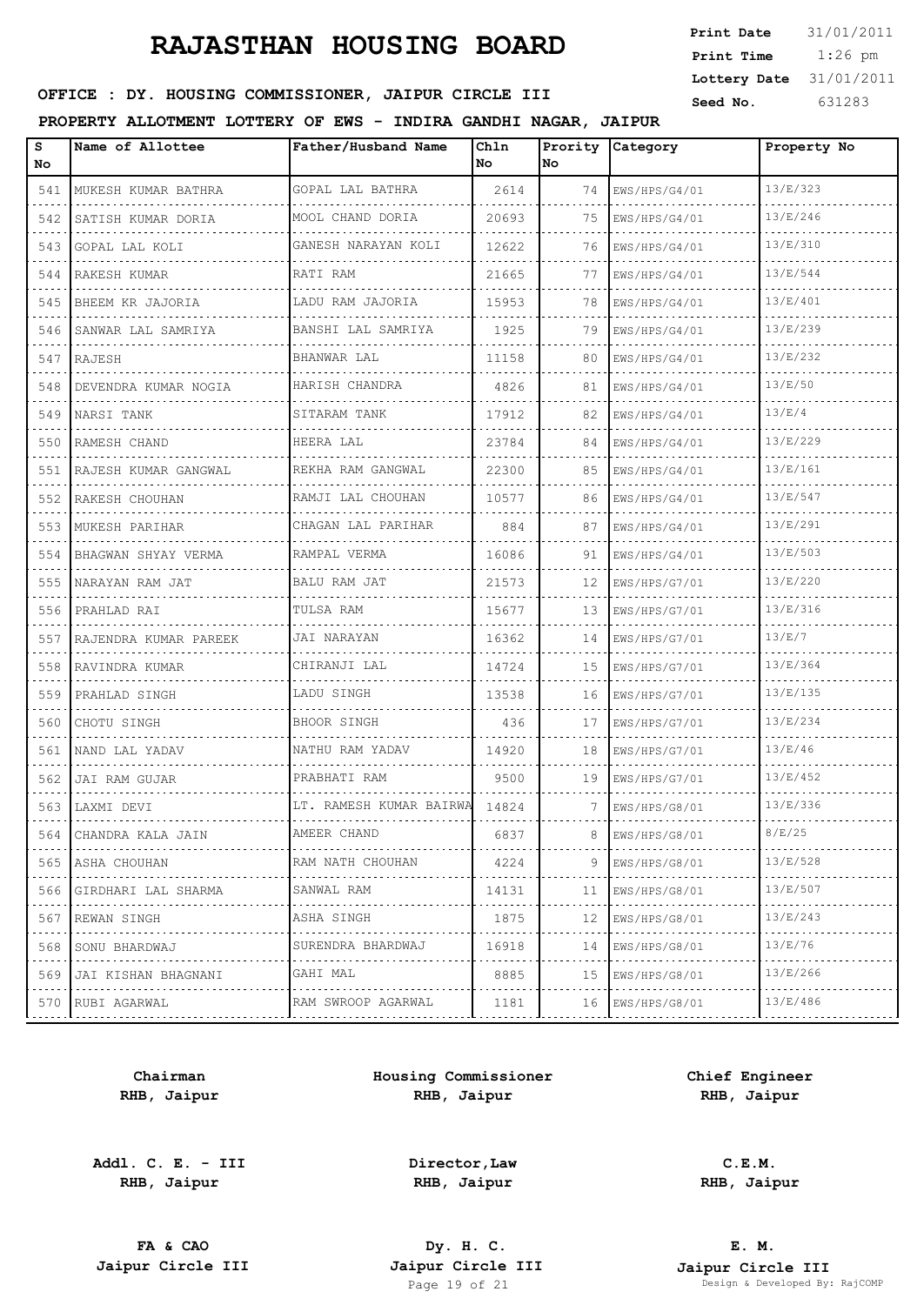# RAJASTHAN HOUSING BOARD

**Print Date** 31/01/2011
**Print Time** 1:26 pm
**Lottery Date** 31/01/2011
**Seed No.** 631283

**OFFICE : DY. HOUSING COMMISSIONER, JAIPUR CIRCLE III**

**PROPERTY ALLOTMENT LOTTERY OF EWS - INDIRA GANDHI NAGAR, JAIPUR**

| S No | Name of Allottee | Father/Husband Name | Chln No | Prority No | Category | Property No |
|---|---|---|---|---|---|---|
| 541 | MUKESH KUMAR BATHRA | GOPAL LAL BATHRA | 2614 | 74 | EWS/HPS/G4/01 | 13/E/323 |
| 542 | SATISH KUMAR DORIA | MOOL CHAND DORIA | 20693 | 75 | EWS/HPS/G4/01 | 13/E/246 |
| 543 | GOPAL LAL KOLI | GANESH NARAYAN KOLI | 12622 | 76 | EWS/HPS/G4/01 | 13/E/310 |
| 544 | RAKESH KUMAR | RATI RAM | 21665 | 77 | EWS/HPS/G4/01 | 13/E/544 |
| 545 | BHEEM KR JAJORIA | LADU RAM JAJORIA | 15953 | 78 | EWS/HPS/G4/01 | 13/E/401 |
| 546 | SANWAR LAL SAMRIYA | BANSHI LAL SAMRIYA | 1925 | 79 | EWS/HPS/G4/01 | 13/E/239 |
| 547 | RAJESH | BHANWAR LAL | 11158 | 80 | EWS/HPS/G4/01 | 13/E/232 |
| 548 | DEVENDRA KUMAR NOGIA | HARISH CHANDRA | 4826 | 81 | EWS/HPS/G4/01 | 13/E/50 |
| 549 | NARSI TANK | SITARAM TANK | 17912 | 82 | EWS/HPS/G4/01 | 13/E/4 |
| 550 | RAMESH CHAND | HEERA LAL | 23784 | 84 | EWS/HPS/G4/01 | 13/E/229 |
| 551 | RAJESH KUMAR GANGWAL | REKHA RAM GANGWAL | 22300 | 85 | EWS/HPS/G4/01 | 13/E/161 |
| 552 | RAKESH CHOUHAN | RAMJI LAL CHOUHAN | 10577 | 86 | EWS/HPS/G4/01 | 13/E/547 |
| 553 | MUKESH PARIHAR | CHAGAN LAL PARIHAR | 884 | 87 | EWS/HPS/G4/01 | 13/E/291 |
| 554 | BHAGWAN SHYAY VERMA | RAMPAL VERMA | 16086 | 91 | EWS/HPS/G4/01 | 13/E/503 |
| 555 | NARAYAN RAM JAT | BALU RAM JAT | 21573 | 12 | EWS/HPS/G7/01 | 13/E/220 |
| 556 | PRAHLAD RAI | TULSA RAM | 15677 | 13 | EWS/HPS/G7/01 | 13/E/316 |
| 557 | RAJENDRA KUMAR PAREEK | JAI NARAYAN | 16362 | 14 | EWS/HPS/G7/01 | 13/E/7 |
| 558 | RAVINDRA KUMAR | CHIRANJI LAL | 14724 | 15 | EWS/HPS/G7/01 | 13/E/364 |
| 559 | PRAHLAD SINGH | LADU SINGH | 13538 | 16 | EWS/HPS/G7/01 | 13/E/135 |
| 560 | CHOTU SINGH | BHOOR SINGH | 436 | 17 | EWS/HPS/G7/01 | 13/E/234 |
| 561 | NAND LAL YADAV | NATHU RAM YADAV | 14920 | 18 | EWS/HPS/G7/01 | 13/E/46 |
| 562 | JAI RAM GUJAR | PRABHATI RAM | 9500 | 19 | EWS/HPS/G7/01 | 13/E/452 |
| 563 | LAXMI DEVI | LT. RAMESH KUMAR BAIRWA | 14824 | 7 | EWS/HPS/G8/01 | 13/E/336 |
| 564 | CHANDRA KALA JAIN | AMEER CHAND | 6837 | 8 | EWS/HPS/G8/01 | 8/E/25 |
| 565 | ASHA CHOUHAN | RAM NATH CHOUHAN | 4224 | 9 | EWS/HPS/G8/01 | 13/E/528 |
| 566 | GIRDHARI LAL SHARMA | SANWAL RAM | 14131 | 11 | EWS/HPS/G8/01 | 13/E/507 |
| 567 | REWAN SINGH | ASHA SINGH | 1875 | 12 | EWS/HPS/G8/01 | 13/E/243 |
| 568 | SONU BHARDWAJ | SURENDRA BHARDWAJ | 16918 | 14 | EWS/HPS/G8/01 | 13/E/76 |
| 569 | JAI KISHAN BHAGNANI | GAHI MAL | 8885 | 15 | EWS/HPS/G8/01 | 13/E/266 |
| 570 | RUBI AGARWAL | RAM SWROOP AGARWAL | 1181 | 16 | EWS/HPS/G8/01 | 13/E/486 |

| | | |
|---|---|---|
| **Chairman**<br>**RHB, Jaipur** | **Housing Commissioner**<br>**RHB, Jaipur** | **Chief Engineer**<br>**RHB, Jaipur** |
| **Addl. C. E. - III**<br>**RHB, Jaipur** | **Director,Law**<br>**RHB, Jaipur** | **C.E.M.**<br>**RHB, Jaipur** |
| **FA & CAO**<br>**Jaipur Circle III** | **Dy. H. C.**<br>**Jaipur Circle III** | **E. M.**<br>**Jaipur Circle III** |

Design & Developed By: RajCOMP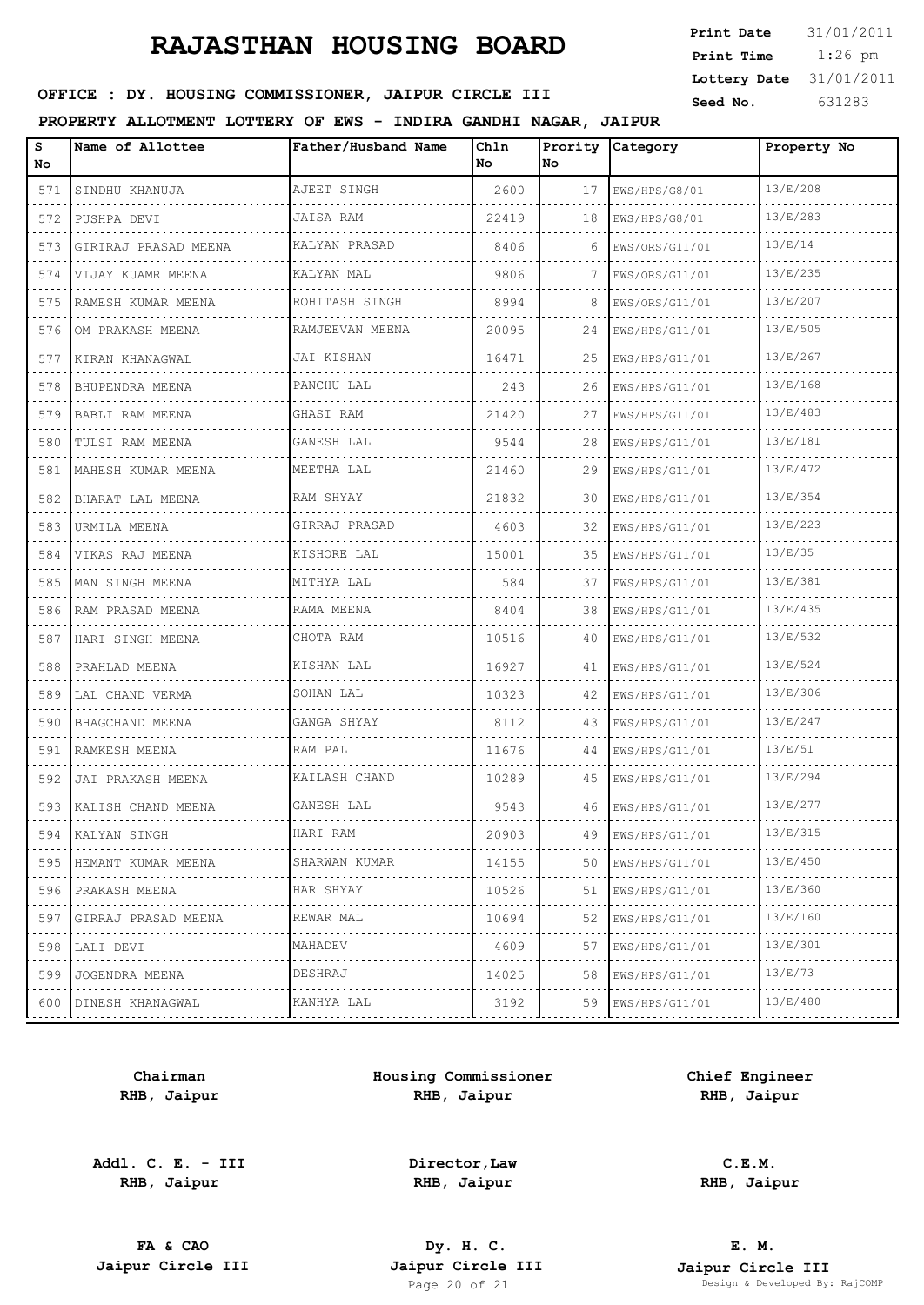# RAJASTHAN HOUSING BOARD

**Print Date** 31/01/2011
**Print Time** 1:26 pm
**Lottery Date** 31/01/2011
**Seed No.** 631283

**OFFICE : DY. HOUSING COMMISSIONER, JAIPUR CIRCLE III**

**PROPERTY ALLOTMENT LOTTERY OF EWS - INDIRA GANDHI NAGAR, JAIPUR**

| S No | Name of Allottee | Father/Husband Name | Chln No | Prority No | Category | Property No |
|---|---|---|---|---|---|---|
| 571 | SINDHU KHANUJA | AJEET SINGH | 2600 | 17 | EWS/HPS/G8/01 | 13/E/208 |
| 572 | PUSHPA DEVI | JAISA RAM | 22419 | 18 | EWS/HPS/G8/01 | 13/E/283 |
| 573 | GIRIRAJ PRASAD MEENA | KALYAN PRASAD | 8406 | 6 | EWS/ORS/G11/01 | 13/E/14 |
| 574 | VIJAY KUAMR MEENA | KALYAN MAL | 9806 | 7 | EWS/ORS/G11/01 | 13/E/235 |
| 575 | RAMESH KUMAR MEENA | ROHITASH SINGH | 8994 | 8 | EWS/ORS/G11/01 | 13/E/207 |
| 576 | OM PRAKASH MEENA | RAMJEEVAN MEENA | 20095 | 24 | EWS/HPS/G11/01 | 13/E/505 |
| 577 | KIRAN KHANAGWAL | JAI KISHAN | 16471 | 25 | EWS/HPS/G11/01 | 13/E/267 |
| 578 | BHUPENDRA MEENA | PANCHU LAL | 243 | 26 | EWS/HPS/G11/01 | 13/E/168 |
| 579 | BABLI RAM MEENA | GHASI RAM | 21420 | 27 | EWS/HPS/G11/01 | 13/E/483 |
| 580 | TULSI RAM MEENA | GANESH LAL | 9544 | 28 | EWS/HPS/G11/01 | 13/E/181 |
| 581 | MAHESH KUMAR MEENA | MEETHA LAL | 21460 | 29 | EWS/HPS/G11/01 | 13/E/472 |
| 582 | BHARAT LAL MEENA | RAM SHYAY | 21832 | 30 | EWS/HPS/G11/01 | 13/E/354 |
| 583 | URMILA MEENA | GIRRAJ PRASAD | 4603 | 32 | EWS/HPS/G11/01 | 13/E/223 |
| 584 | VIKAS RAJ MEENA | KISHORE LAL | 15001 | 35 | EWS/HPS/G11/01 | 13/E/35 |
| 585 | MAN SINGH MEENA | MITHYA LAL | 584 | 37 | EWS/HPS/G11/01 | 13/E/381 |
| 586 | RAM PRASAD MEENA | RAMA MEENA | 8404 | 38 | EWS/HPS/G11/01 | 13/E/435 |
| 587 | HARI SINGH MEENA | CHOTA RAM | 10516 | 40 | EWS/HPS/G11/01 | 13/E/532 |
| 588 | PRAHLAD MEENA | KISHAN LAL | 16927 | 41 | EWS/HPS/G11/01 | 13/E/524 |
| 589 | LAL CHAND VERMA | SOHAN LAL | 10323 | 42 | EWS/HPS/G11/01 | 13/E/306 |
| 590 | BHAGCHAND MEENA | GANGA SHYAY | 8112 | 43 | EWS/HPS/G11/01 | 13/E/247 |
| 591 | RAMKESH MEENA | RAM PAL | 11676 | 44 | EWS/HPS/G11/01 | 13/E/51 |
| 592 | JAI PRAKASH MEENA | KAILASH CHAND | 10289 | 45 | EWS/HPS/G11/01 | 13/E/294 |
| 593 | KALISH CHAND MEENA | GANESH LAL | 9543 | 46 | EWS/HPS/G11/01 | 13/E/277 |
| 594 | KALYAN SINGH | HARI RAM | 20903 | 49 | EWS/HPS/G11/01 | 13/E/315 |
| 595 | HEMANT KUMAR MEENA | SHARWAN KUMAR | 14155 | 50 | EWS/HPS/G11/01 | 13/E/450 |
| 596 | PRAKASH MEENA | HAR SHYAY | 10526 | 51 | EWS/HPS/G11/01 | 13/E/360 |
| 597 | GIRRAJ PRASAD MEENA | REWAR MAL | 10694 | 52 | EWS/HPS/G11/01 | 13/E/160 |
| 598 | LALI DEVI | MAHADEV | 4609 | 57 | EWS/HPS/G11/01 | 13/E/301 |
| 599 | JOGENDRA MEENA | DESHRAJ | 14025 | 58 | EWS/HPS/G11/01 | 13/E/73 |
| 600 | DINESH KHANAGWAL | KANHYA LAL | 3192 | 59 | EWS/HPS/G11/01 | 13/E/480 |

| | | |
|---|---|---|
| **Chairman RHB, Jaipur** | **Housing Commissioner RHB, Jaipur** | **Chief Engineer RHB, Jaipur** |
| **Addl. C. E. - III RHB, Jaipur** | **Director,Law RHB, Jaipur** | **C.E.M. RHB, Jaipur** |
| **FA & CAO Jaipur Circle III** | **Dy. H. C. Jaipur Circle III** | **E. M. Jaipur Circle III** |

Design & Developed By: RajCOMP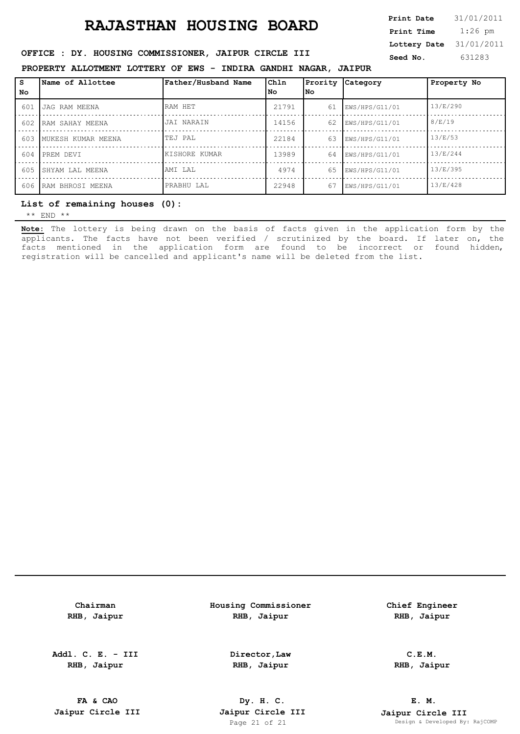# RAJASTHAN HOUSING BOARD

**Print Date** 31/01/2011
**Print Time** 1:26 pm
**Lottery Date** 31/01/2011
**Seed No.** 631283

**OFFICE : DY. HOUSING COMMISSIONER, JAIPUR CIRCLE III**

**PROPERTY ALLOTMENT LOTTERY OF EWS - INDIRA GANDHI NAGAR, JAIPUR**

| S No | Name of Allottee | Father/Husband Name | Chln No | Prority No | Category | Property No |
|---|---|---|---|---|---|---|
| 601 | JAG RAM MEENA | RAM HET | 21791 | 61 | EWS/HPS/G11/01 | 13/E/290 |
| 602 | RAM SAHAY MEENA | JAI NARAIN | 14156 | 62 | EWS/HPS/G11/01 | 8/E/19 |
| 603 | MUKESH KUMAR MEENA | TEJ PAL | 22184 | 63 | EWS/HPS/G11/01 | 13/E/53 |
| 604 | PREM DEVI | KISHORE KUMAR | 13989 | 64 | EWS/HPS/G11/01 | 13/E/244 |
| 605 | SHYAM LAL MEENA | AMI LAL | 4974 | 65 | EWS/HPS/G11/01 | 13/E/395 |
| 606 | RAM BHROSI MEENA | PRABHU LAL | 22948 | 67 | EWS/HPS/G11/01 | 13/E/428 |

**List of remaining houses (0):**

** END **

**Note:** The lottery is being drawn on the basis of facts given in the application form by the applicants. The facts have not been verified / scrutinized by the board. If later on, the facts mentioned in the application form are found to be incorrect or found hidden, registration will be cancelled and applicant's name will be deleted from the list.

| | | |
|---|---|---|
| **Chairman** **RHB, Jaipur** | **Housing Commissioner** **RHB, Jaipur** | **Chief Engineer** **RHB, Jaipur** |
| **Addl. C. E. - III** **RHB, Jaipur** | **Director,Law** **RHB, Jaipur** | **C.E.M.** **RHB, Jaipur** |
| **FA & CAO** **Jaipur Circle III** | **Dy. H. C.** **Jaipur Circle III** | **E. M.** **Jaipur Circle III** |

Design & Developed By: RajCOMP